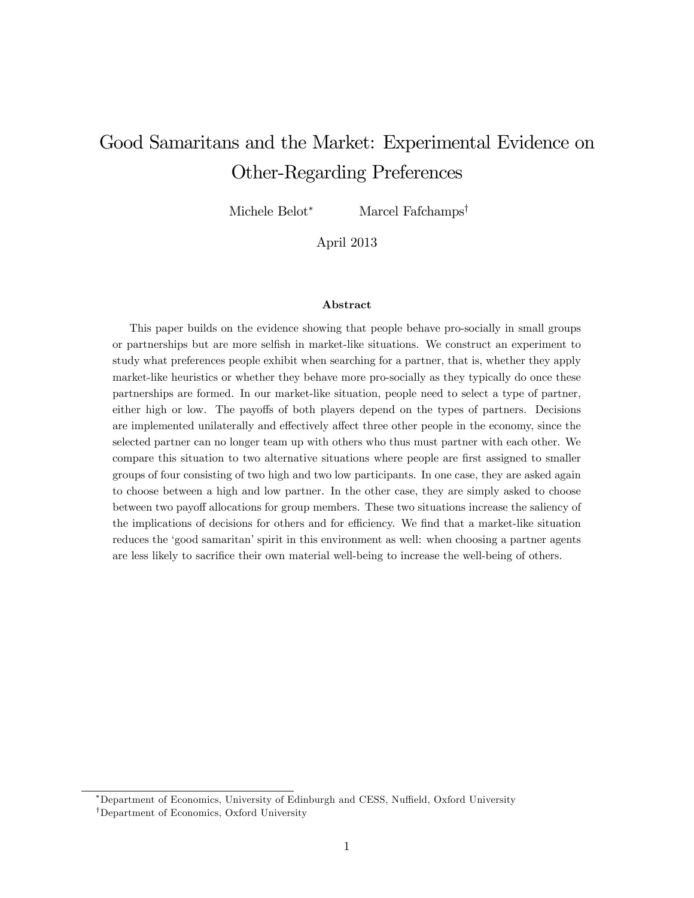# Good Samaritans and the Market: Experimental Evidence on Other-Regarding Preferences

Michele Belot[*] Marcel Fafchamps[†]

April 2013

### Abstract

This paper builds on the evidence showing that people behave pro-socially in small groups or partnerships but are more selfish in market-like situations. We construct an experiment to study what preferences people exhibit when searching for a partner, that is, whether they apply market-like heuristics or whether they behave more pro-socially as they typically do once these partnerships are formed. In our market-like situation, people need to select a type of partner, either high or low. The payoffs of both players depend on the types of partners. Decisions are implemented unilaterally and effectively affect three other people in the economy, since the selected partner can no longer team up with others who thus must partner with each other. We compare this situation to two alternative situations where people are first assigned to smaller groups of four consisting of two high and two low participants. In one case, they are asked again to choose between a high and low partner. In the other case, they are simply asked to choose between two payoff allocations for group members. These two situations increase the saliency of the implications of decisions for others and for efficiency. We find that a market-like situation reduces the 'good samaritan' spirit in this environment as well: when choosing a partner agents are less likely to sacrifice their own material well-being to increase the well-being of others.

[*] Department of Economics, University of Edinburgh and CESS, Nuffield, Oxford University

[†] Department of Economics, Oxford University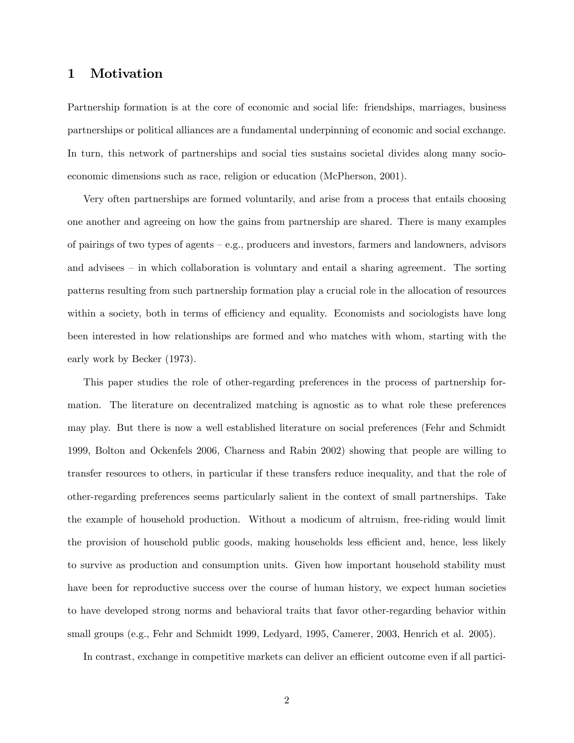## 1 Motivation

Partnership formation is at the core of economic and social life: friendships, marriages, business partnerships or political alliances are a fundamental underpinning of economic and social exchange. In turn, this network of partnerships and social ties sustains societal divides along many socio-economic dimensions such as race, religion or education (McPherson, 2001).

Very often partnerships are formed voluntarily, and arise from a process that entails choosing one another and agreeing on how the gains from partnership are shared. There is many examples of pairings of two types of agents – e.g., producers and investors, farmers and landowners, advisors and advisees – in which collaboration is voluntary and entail a sharing agreement. The sorting patterns resulting from such partnership formation play a crucial role in the allocation of resources within a society, both in terms of efficiency and equality. Economists and sociologists have long been interested in how relationships are formed and who matches with whom, starting with the early work by Becker (1973).

This paper studies the role of other-regarding preferences in the process of partnership formation. The literature on decentralized matching is agnostic as to what role these preferences may play. But there is now a well established literature on social preferences (Fehr and Schmidt 1999, Bolton and Ockenfels 2006, Charness and Rabin 2002) showing that people are willing to transfer resources to others, in particular if these transfers reduce inequality, and that the role of other-regarding preferences seems particularly salient in the context of small partnerships. Take the example of household production. Without a modicum of altruism, free-riding would limit the provision of household public goods, making households less efficient and, hence, less likely to survive as production and consumption units. Given how important household stability must have been for reproductive success over the course of human history, we expect human societies to have developed strong norms and behavioral traits that favor other-regarding behavior within small groups (e.g., Fehr and Schmidt 1999, Ledyard, 1995, Camerer, 2003, Henrich et al. 2005).

In contrast, exchange in competitive markets can deliver an efficient outcome even if all partici-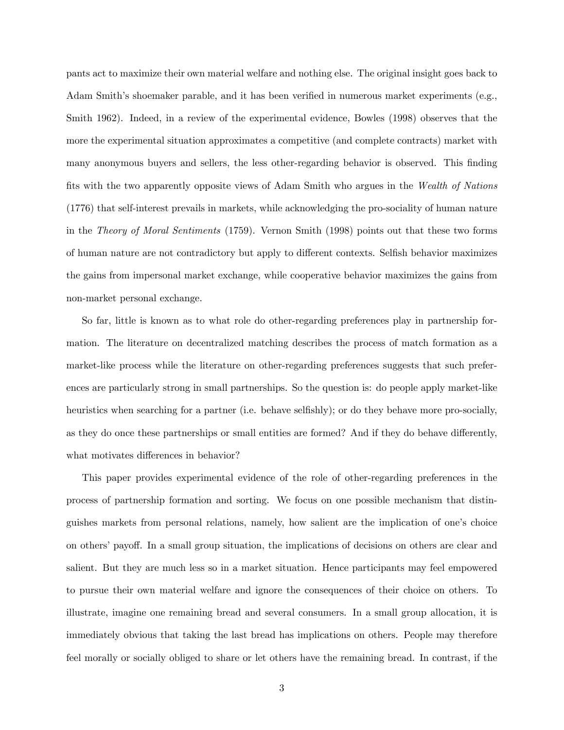pants act to maximize their own material welfare and nothing else. The original insight goes back to Adam Smith's shoemaker parable, and it has been verified in numerous market experiments (e.g., Smith 1962). Indeed, in a review of the experimental evidence, Bowles (1998) observes that the more the experimental situation approximates a competitive (and complete contracts) market with many anonymous buyers and sellers, the less other-regarding behavior is observed. This finding fits with the two apparently opposite views of Adam Smith who argues in the *Wealth of Nations* (1776) that self-interest prevails in markets, while acknowledging the pro-sociality of human nature in the *Theory of Moral Sentiments* (1759). Vernon Smith (1998) points out that these two forms of human nature are not contradictory but apply to different contexts. Selfish behavior maximizes the gains from impersonal market exchange, while cooperative behavior maximizes the gains from non-market personal exchange.

So far, little is known as to what role do other-regarding preferences play in partnership formation. The literature on decentralized matching describes the process of match formation as a market-like process while the literature on other-regarding preferences suggests that such preferences are particularly strong in small partnerships. So the question is: do people apply market-like heuristics when searching for a partner (i.e. behave selfishly); or do they behave more pro-socially, as they do once these partnerships or small entities are formed? And if they do behave differently, what motivates differences in behavior?

This paper provides experimental evidence of the role of other-regarding preferences in the process of partnership formation and sorting. We focus on one possible mechanism that distinguishes markets from personal relations, namely, how salient are the implication of one's choice on others' payoff. In a small group situation, the implications of decisions on others are clear and salient. But they are much less so in a market situation. Hence participants may feel empowered to pursue their own material welfare and ignore the consequences of their choice on others. To illustrate, imagine one remaining bread and several consumers. In a small group allocation, it is immediately obvious that taking the last bread has implications on others. People may therefore feel morally or socially obliged to share or let others have the remaining bread. In contrast, if the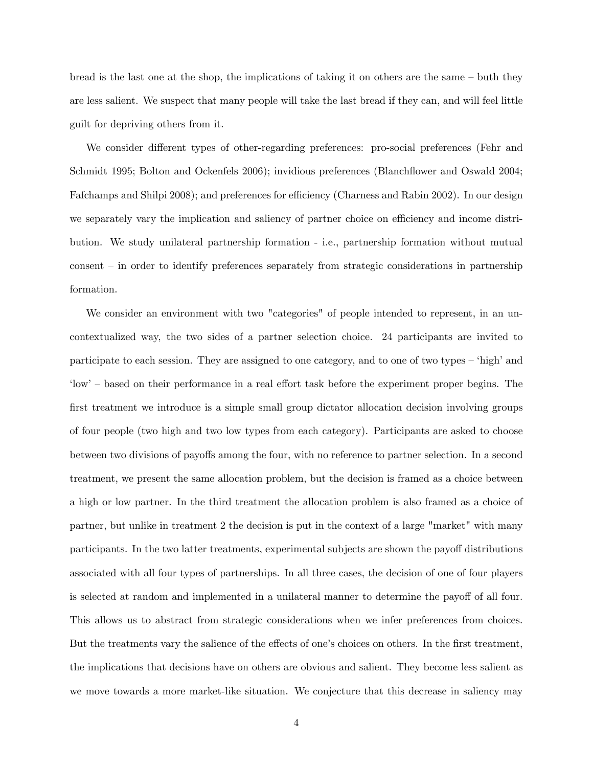bread is the last one at the shop, the implications of taking it on others are the same – buth they are less salient. We suspect that many people will take the last bread if they can, and will feel little guilt for depriving others from it.

We consider different types of other-regarding preferences: pro-social preferences (Fehr and Schmidt 1995; Bolton and Ockenfels 2006); invidious preferences (Blanchflower and Oswald 2004; Fafchamps and Shilpi 2008); and preferences for efficiency (Charness and Rabin 2002). In our design we separately vary the implication and saliency of partner choice on efficiency and income distribution. We study unilateral partnership formation - i.e., partnership formation without mutual consent – in order to identify preferences separately from strategic considerations in partnership formation.

We consider an environment with two "categories" of people intended to represent, in an uncontextualized way, the two sides of a partner selection choice. 24 participants are invited to participate to each session. They are assigned to one category, and to one of two types – 'high' and 'low' – based on their performance in a real effort task before the experiment proper begins. The first treatment we introduce is a simple small group dictator allocation decision involving groups of four people (two high and two low types from each category). Participants are asked to choose between two divisions of payoffs among the four, with no reference to partner selection. In a second treatment, we present the same allocation problem, but the decision is framed as a choice between a high or low partner. In the third treatment the allocation problem is also framed as a choice of partner, but unlike in treatment 2 the decision is put in the context of a large "market" with many participants. In the two latter treatments, experimental subjects are shown the payoff distributions associated with all four types of partnerships. In all three cases, the decision of one of four players is selected at random and implemented in a unilateral manner to determine the payoff of all four. This allows us to abstract from strategic considerations when we infer preferences from choices. But the treatments vary the salience of the effects of one's choices on others. In the first treatment, the implications that decisions have on others are obvious and salient. They become less salient as we move towards a more market-like situation. We conjecture that this decrease in saliency may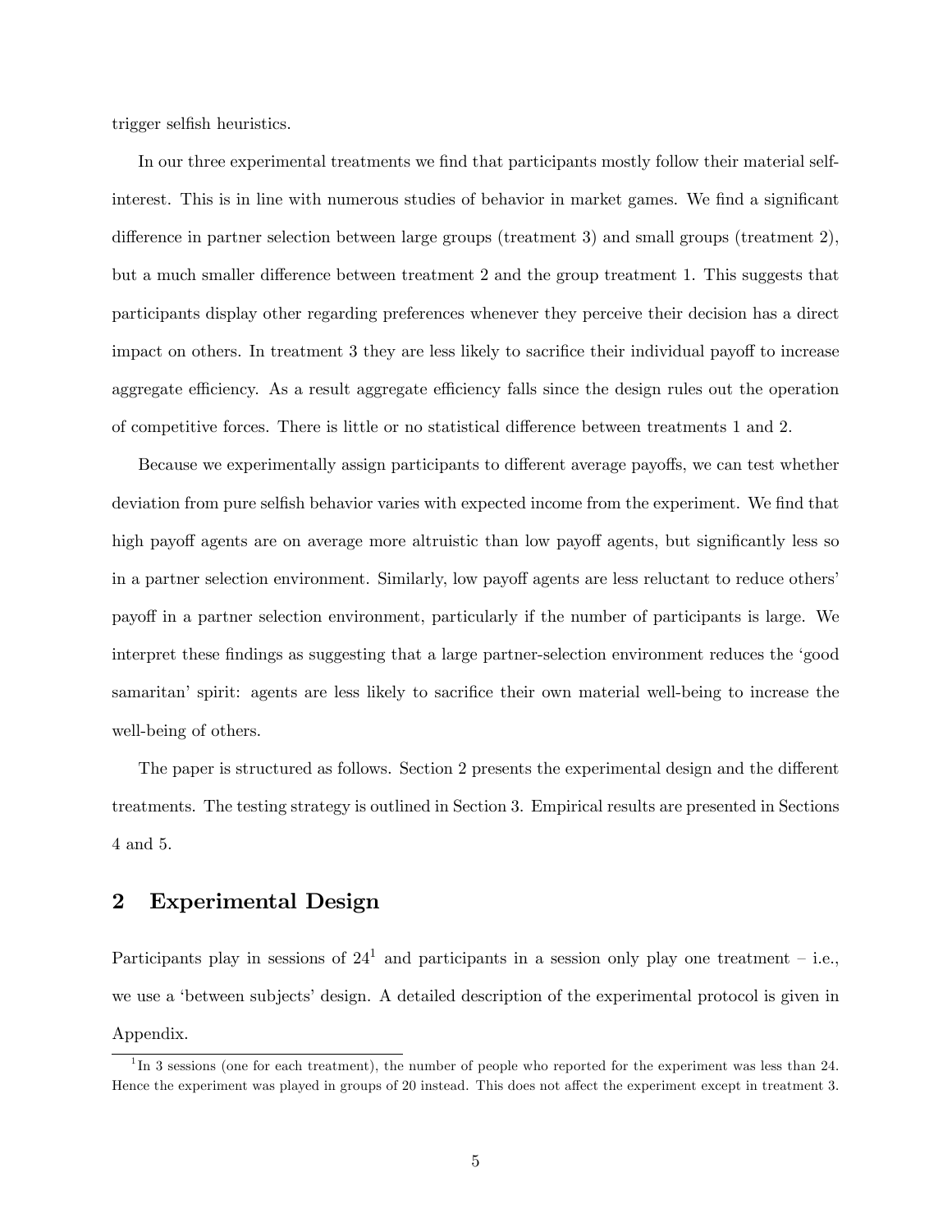trigger selfish heuristics.

In our three experimental treatments we find that participants mostly follow their material self-interest. This is in line with numerous studies of behavior in market games. We find a significant difference in partner selection between large groups (treatment 3) and small groups (treatment 2), but a much smaller difference between treatment 2 and the group treatment 1. This suggests that participants display other regarding preferences whenever they perceive their decision has a direct impact on others. In treatment 3 they are less likely to sacrifice their individual payoff to increase aggregate efficiency. As a result aggregate efficiency falls since the design rules out the operation of competitive forces. There is little or no statistical difference between treatments 1 and 2.

Because we experimentally assign participants to different average payoffs, we can test whether deviation from pure selfish behavior varies with expected income from the experiment. We find that high payoff agents are on average more altruistic than low payoff agents, but significantly less so in a partner selection environment. Similarly, low payoff agents are less reluctant to reduce others' payoff in a partner selection environment, particularly if the number of participants is large. We interpret these findings as suggesting that a large partner-selection environment reduces the 'good samaritan' spirit: agents are less likely to sacrifice their own material well-being to increase the well-being of others.

The paper is structured as follows. Section 2 presents the experimental design and the different treatments. The testing strategy is outlined in Section 3. Empirical results are presented in Sections 4 and 5.

## 2 Experimental Design

Participants play in sessions of 24[1] and participants in a session only play one treatment – i.e., we use a 'between subjects' design. A detailed description of the experimental protocol is given in Appendix.

[1] In 3 sessions (one for each treatment), the number of people who reported for the experiment was less than 24. Hence the experiment was played in groups of 20 instead. This does not affect the experiment except in treatment 3.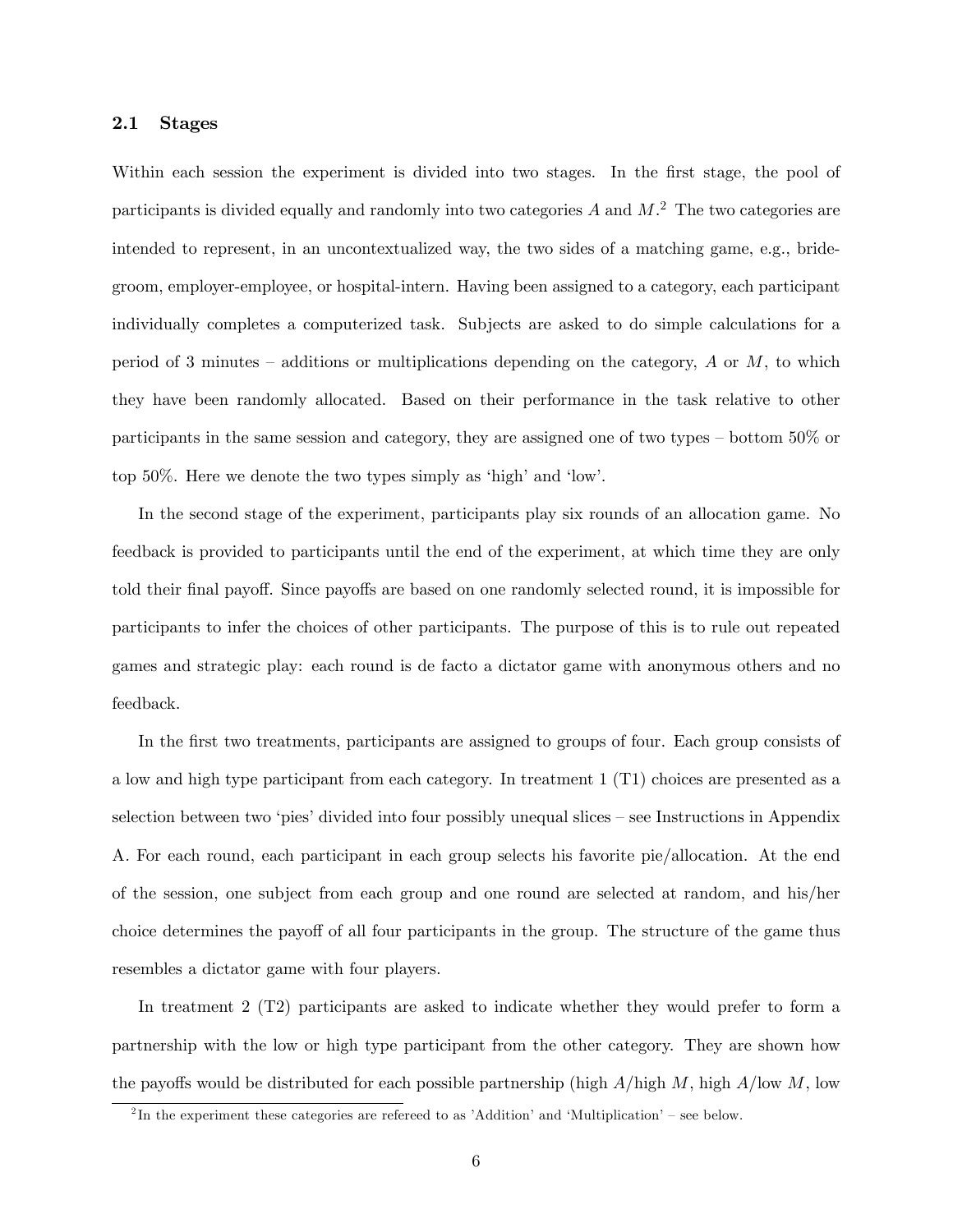### 2.1 Stages

Within each session the experiment is divided into two stages. In the first stage, the pool of participants is divided equally and randomly into two categories $A$ and $M$.[2] The two categories are intended to represent, in an uncontextualized way, the two sides of a matching game, e.g., bride-groom, employer-employee, or hospital-intern. Having been assigned to a category, each participant individually completes a computerized task. Subjects are asked to do simple calculations for a period of 3 minutes – additions or multiplications depending on the category, $A$ or $M$, to which they have been randomly allocated. Based on their performance in the task relative to other participants in the same session and category, they are assigned one of two types – bottom 50% or top 50%. Here we denote the two types simply as 'high' and 'low'.

In the second stage of the experiment, participants play six rounds of an allocation game. No feedback is provided to participants until the end of the experiment, at which time they are only told their final payoff. Since payoffs are based on one randomly selected round, it is impossible for participants to infer the choices of other participants. The purpose of this is to rule out repeated games and strategic play: each round is de facto a dictator game with anonymous others and no feedback.

In the first two treatments, participants are assigned to groups of four. Each group consists of a low and high type participant from each category. In treatment 1 (T1) choices are presented as a selection between two 'pies' divided into four possibly unequal slices – see Instructions in Appendix A. For each round, each participant in each group selects his favorite pie/allocation. At the end of the session, one subject from each group and one round are selected at random, and his/her choice determines the payoff of all four participants in the group. The structure of the game thus resembles a dictator game with four players.

In treatment 2 (T2) participants are asked to indicate whether they would prefer to form a partnership with the low or high type participant from the other category. They are shown how the payoffs would be distributed for each possible partnership (high $A$/high $M$, high $A$/low $M$, low

[2] In the experiment these categories are refereed to as 'Addition' and 'Multiplication' – see below.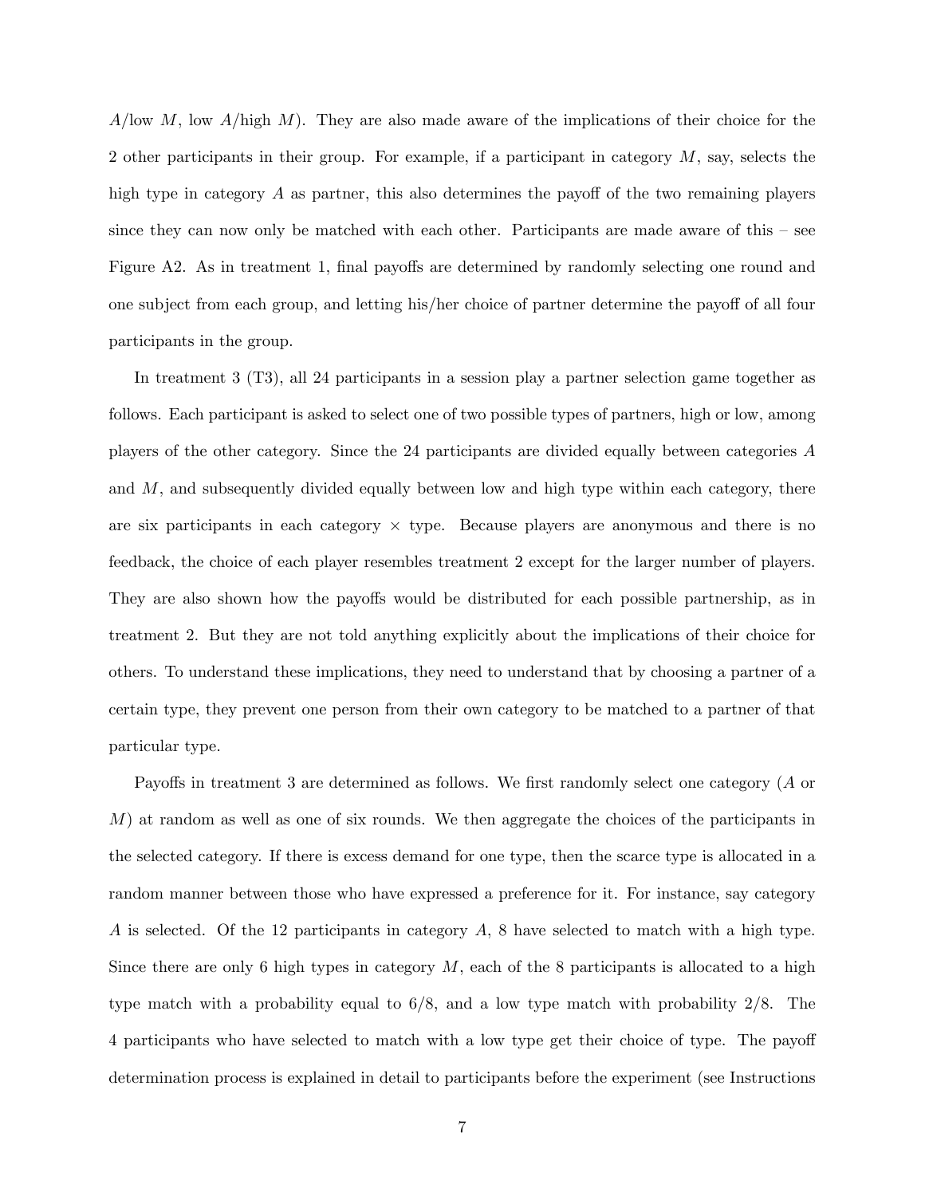$A$/low $M$, low $A$/high $M$). They are also made aware of the implications of their choice for the 2 other participants in their group. For example, if a participant in category $M$, say, selects the high type in category $A$ as partner, this also determines the payoff of the two remaining players since they can now only be matched with each other. Participants are made aware of this – see Figure A2. As in treatment 1, final payoffs are determined by randomly selecting one round and one subject from each group, and letting his/her choice of partner determine the payoff of all four participants in the group.

In treatment 3 (T3), all 24 participants in a session play a partner selection game together as follows. Each participant is asked to select one of two possible types of partners, high or low, among players of the other category. Since the 24 participants are divided equally between categories $A$ and $M$, and subsequently divided equally between low and high type within each category, there are six participants in each category × type. Because players are anonymous and there is no feedback, the choice of each player resembles treatment 2 except for the larger number of players. They are also shown how the payoffs would be distributed for each possible partnership, as in treatment 2. But they are not told anything explicitly about the implications of their choice for others. To understand these implications, they need to understand that by choosing a partner of a certain type, they prevent one person from their own category to be matched to a partner of that particular type.

Payoffs in treatment 3 are determined as follows. We first randomly select one category ($A$ or $M$) at random as well as one of six rounds. We then aggregate the choices of the participants in the selected category. If there is excess demand for one type, then the scarce type is allocated in a random manner between those who have expressed a preference for it. For instance, say category $A$ is selected. Of the 12 participants in category $A$, 8 have selected to match with a high type. Since there are only 6 high types in category $M$, each of the 8 participants is allocated to a high type match with a probability equal to 6/8, and a low type match with probability 2/8. The 4 participants who have selected to match with a low type get their choice of type. The payoff determination process is explained in detail to participants before the experiment (see Instructions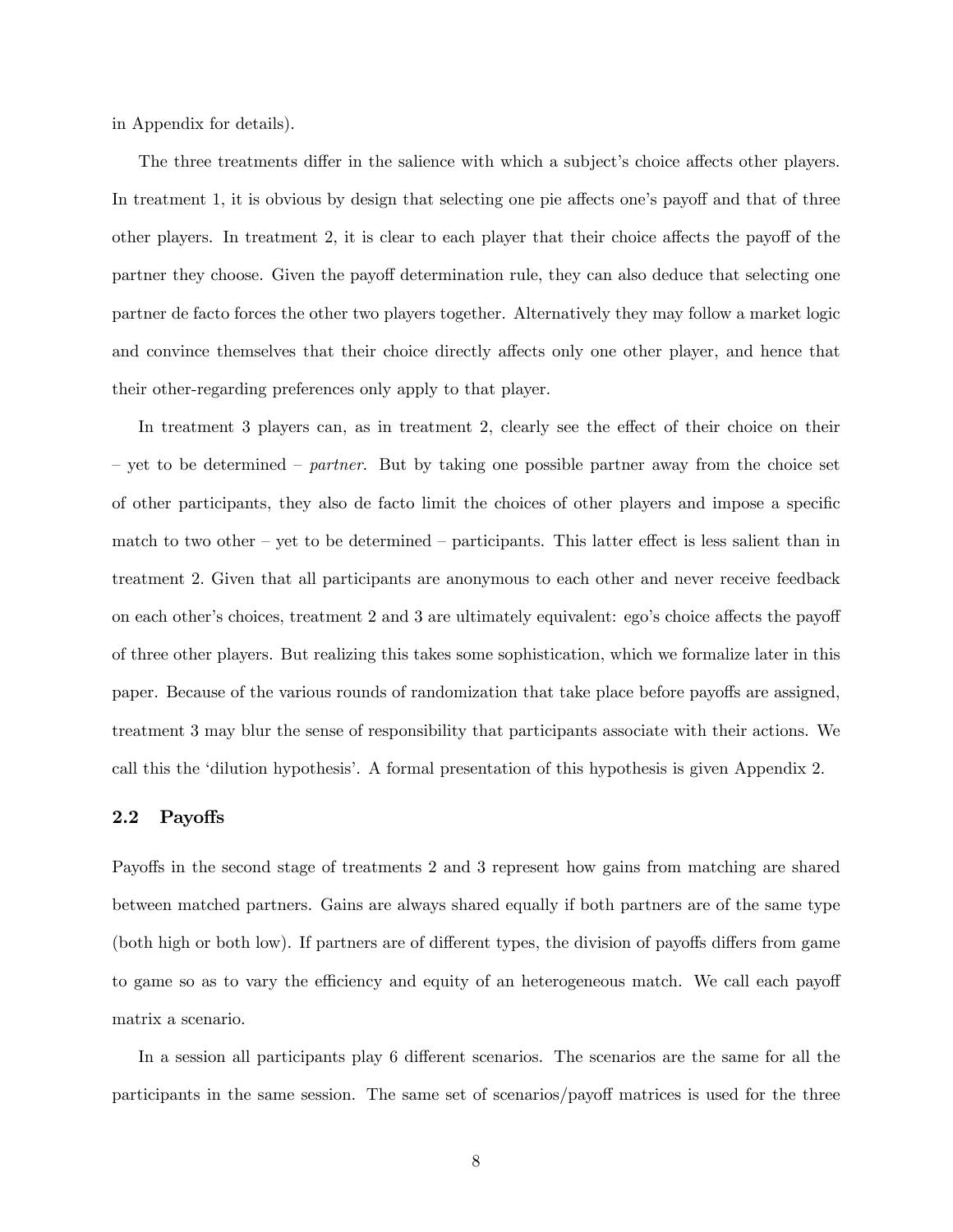in Appendix for details).

The three treatments differ in the salience with which a subject's choice affects other players. In treatment 1, it is obvious by design that selecting one pie affects one's payoff and that of three other players. In treatment 2, it is clear to each player that their choice affects the payoff of the partner they choose. Given the payoff determination rule, they can also deduce that selecting one partner de facto forces the other two players together. Alternatively they may follow a market logic and convince themselves that their choice directly affects only one other player, and hence that their other-regarding preferences only apply to that player.

In treatment 3 players can, as in treatment 2, clearly see the effect of their choice on their – yet to be determined – *partner*. But by taking one possible partner away from the choice set of other participants, they also de facto limit the choices of other players and impose a specific match to two other – yet to be determined – participants. This latter effect is less salient than in treatment 2. Given that all participants are anonymous to each other and never receive feedback on each other's choices, treatment 2 and 3 are ultimately equivalent: ego's choice affects the payoff of three other players. But realizing this takes some sophistication, which we formalize later in this paper. Because of the various rounds of randomization that take place before payoffs are assigned, treatment 3 may blur the sense of responsibility that participants associate with their actions. We call this the 'dilution hypothesis'. A formal presentation of this hypothesis is given Appendix 2.

### 2.2 Payoffs

Payoffs in the second stage of treatments 2 and 3 represent how gains from matching are shared between matched partners. Gains are always shared equally if both partners are of the same type (both high or both low). If partners are of different types, the division of payoffs differs from game to game so as to vary the efficiency and equity of an heterogeneous match. We call each payoff matrix a scenario.

In a session all participants play 6 different scenarios. The scenarios are the same for all the participants in the same session. The same set of scenarios/payoff matrices is used for the three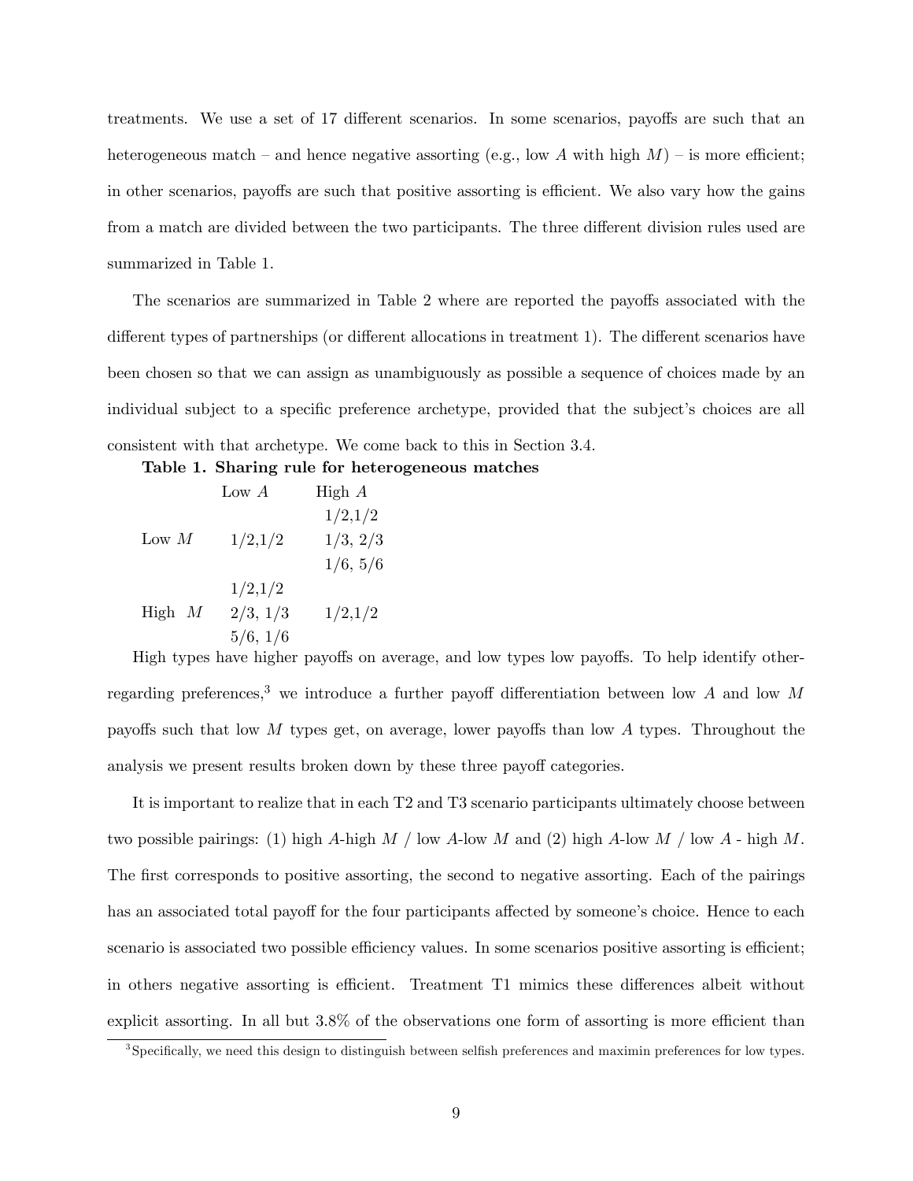treatments. We use a set of 17 different scenarios. In some scenarios, payoffs are such that an heterogeneous match – and hence negative assorting (e.g., low $A$ with high $M$) – is more efficient; in other scenarios, payoffs are such that positive assorting is efficient. We also vary how the gains from a match are divided between the two participants. The three different division rules used are summarized in Table 1.

The scenarios are summarized in Table 2 where are reported the payoffs associated with the different types of partnerships (or different allocations in treatment 1). The different scenarios have been chosen so that we can assign as unambiguously as possible a sequence of choices made by an individual subject to a specific preference archetype, provided that the subject's choices are all consistent with that archetype. We come back to this in Section 3.4.

**Table 1. Sharing rule for heterogeneous matches**

| | Low $A$ | High $A$ |
|---|---|---|
| Low $M$ | 1/2,1/2 | 1/2,1/2<br>1/3, 2/3<br>1/6, 5/6 |
| High $M$ | 1/2,1/2<br>2/3, 1/3<br>5/6, 1/6 | 1/2,1/2 |

High types have higher payoffs on average, and low types low payoffs. To help identify other-regarding preferences,[3] we introduce a further payoff differentiation between low $A$ and low $M$ payoffs such that low $M$ types get, on average, lower payoffs than low $A$ types. Throughout the analysis we present results broken down by these three payoff categories.

It is important to realize that in each T2 and T3 scenario participants ultimately choose between two possible pairings: (1) high $A$-high $M$ / low $A$-low $M$ and (2) high $A$-low $M$ / low $A$ - high $M$. The first corresponds to positive assorting, the second to negative assorting. Each of the pairings has an associated total payoff for the four participants affected by someone's choice. Hence to each scenario is associated two possible efficiency values. In some scenarios positive assorting is efficient; in others negative assorting is efficient. Treatment T1 mimics these differences albeit without explicit assorting. In all but 3.8% of the observations one form of assorting is more efficient than

[3] Specifically, we need this design to distinguish between selfish preferences and maximin preferences for low types.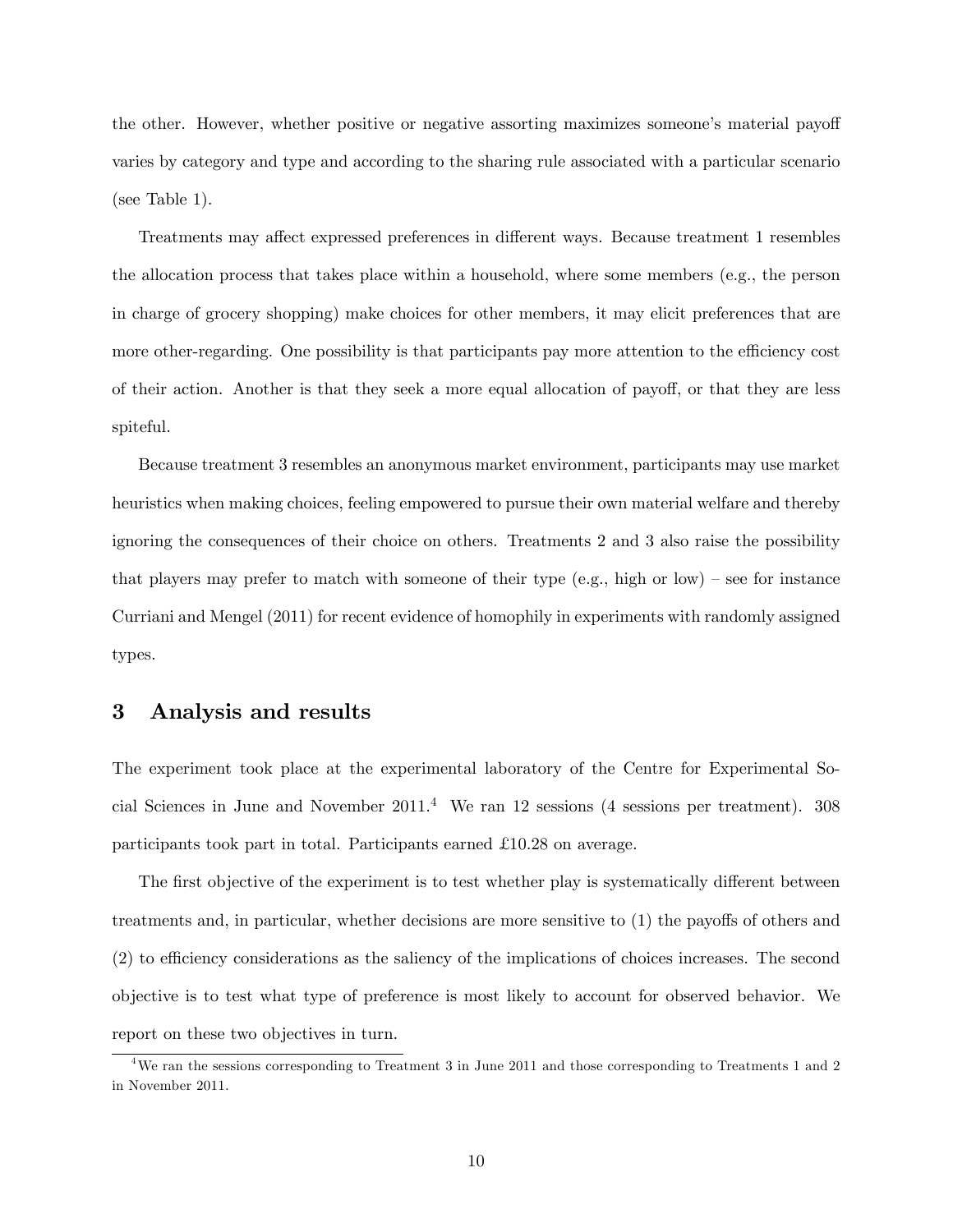the other. However, whether positive or negative assorting maximizes someone's material payoff varies by category and type and according to the sharing rule associated with a particular scenario (see Table 1).

Treatments may affect expressed preferences in different ways. Because treatment 1 resembles the allocation process that takes place within a household, where some members (e.g., the person in charge of grocery shopping) make choices for other members, it may elicit preferences that are more other-regarding. One possibility is that participants pay more attention to the efficiency cost of their action. Another is that they seek a more equal allocation of payoff, or that they are less spiteful.

Because treatment 3 resembles an anonymous market environment, participants may use market heuristics when making choices, feeling empowered to pursue their own material welfare and thereby ignoring the consequences of their choice on others. Treatments 2 and 3 also raise the possibility that players may prefer to match with someone of their type (e.g., high or low) – see for instance Curriani and Mengel (2011) for recent evidence of homophily in experiments with randomly assigned types.

## 3 Analysis and results

The experiment took place at the experimental laboratory of the Centre for Experimental Social Sciences in June and November 2011.[4] We ran 12 sessions (4 sessions per treatment). 308 participants took part in total. Participants earned £10.28 on average.

The first objective of the experiment is to test whether play is systematically different between treatments and, in particular, whether decisions are more sensitive to (1) the payoffs of others and (2) to efficiency considerations as the saliency of the implications of choices increases. The second objective is to test what type of preference is most likely to account for observed behavior. We report on these two objectives in turn.

[4] We ran the sessions corresponding to Treatment 3 in June 2011 and those corresponding to Treatments 1 and 2 in November 2011.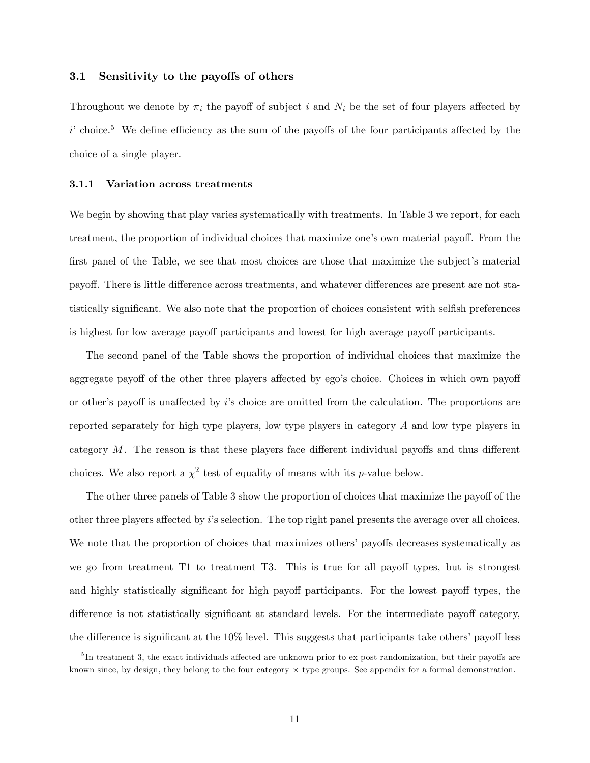### 3.1 Sensitivity to the payoffs of others

Throughout we denote by $\pi_i$ the payoff of subject $i$ and $N_i$ be the set of four players affected by $i$' choice.[5] We define efficiency as the sum of the payoffs of the four participants affected by the choice of a single player.

#### 3.1.1 Variation across treatments

We begin by showing that play varies systematically with treatments. In Table 3 we report, for each treatment, the proportion of individual choices that maximize one's own material payoff. From the first panel of the Table, we see that most choices are those that maximize the subject's material payoff. There is little difference across treatments, and whatever differences are present are not statistically significant. We also note that the proportion of choices consistent with selfish preferences is highest for low average payoff participants and lowest for high average payoff participants.

The second panel of the Table shows the proportion of individual choices that maximize the aggregate payoff of the other three players affected by ego's choice. Choices in which own payoff or other's payoff is unaffected by $i$'s choice are omitted from the calculation. The proportions are reported separately for high type players, low type players in category $A$ and low type players in category $M$. The reason is that these players face different individual payoffs and thus different choices. We also report a $\chi^2$ test of equality of means with its $p$-value below.

The other three panels of Table 3 show the proportion of choices that maximize the payoff of the other three players affected by $i$'s selection. The top right panel presents the average over all choices. We note that the proportion of choices that maximizes others' payoffs decreases systematically as we go from treatment T1 to treatment T3. This is true for all payoff types, but is strongest and highly statistically significant for high payoff participants. For the lowest payoff types, the difference is not statistically significant at standard levels. For the intermediate payoff category, the difference is significant at the 10% level. This suggests that participants take others' payoff less

[5] In treatment 3, the exact individuals affected are unknown prior to ex post randomization, but their payoffs are known since, by design, they belong to the four category × type groups. See appendix for a formal demonstration.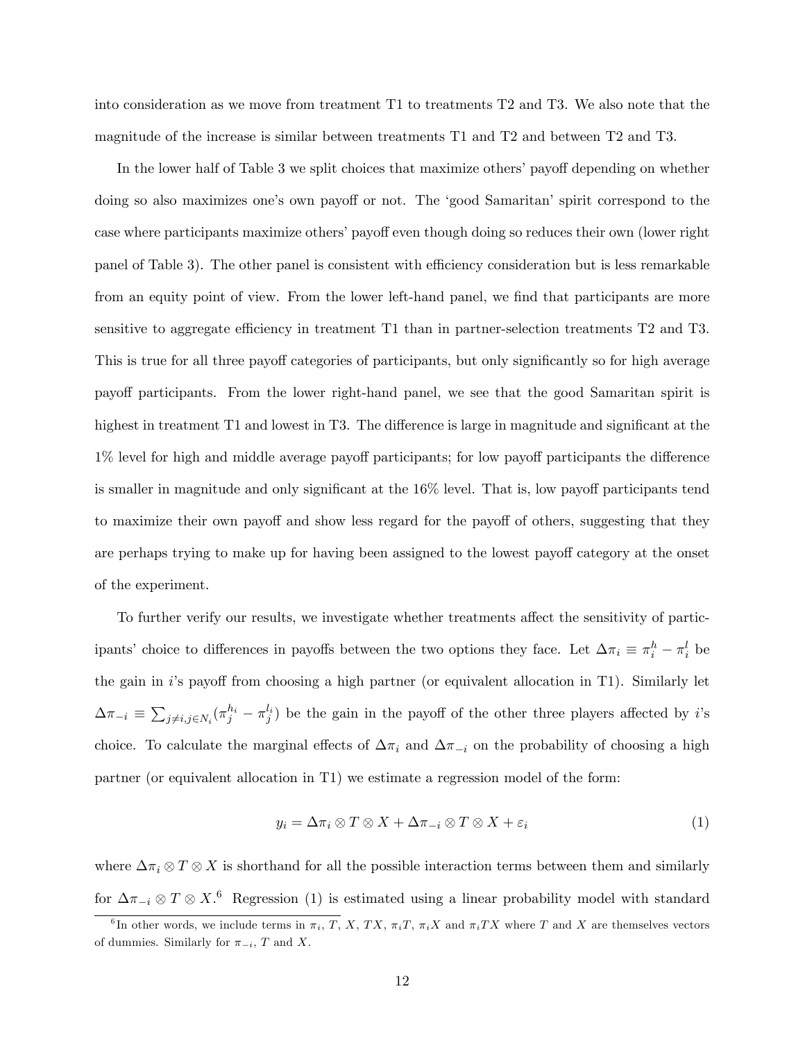into consideration as we move from treatment T1 to treatments T2 and T3. We also note that the magnitude of the increase is similar between treatments T1 and T2 and between T2 and T3.

In the lower half of Table 3 we split choices that maximize others' payoff depending on whether doing so also maximizes one's own payoff or not. The 'good Samaritan' spirit correspond to the case where participants maximize others' payoff even though doing so reduces their own (lower right panel of Table 3). The other panel is consistent with efficiency consideration but is less remarkable from an equity point of view. From the lower left-hand panel, we find that participants are more sensitive to aggregate efficiency in treatment T1 than in partner-selection treatments T2 and T3. This is true for all three payoff categories of participants, but only significantly so for high average payoff participants. From the lower right-hand panel, we see that the good Samaritan spirit is highest in treatment T1 and lowest in T3. The difference is large in magnitude and significant at the 1% level for high and middle average payoff participants; for low payoff participants the difference is smaller in magnitude and only significant at the 16% level. That is, low payoff participants tend to maximize their own payoff and show less regard for the payoff of others, suggesting that they are perhaps trying to make up for having been assigned to the lowest payoff category at the onset of the experiment.

To further verify our results, we investigate whether treatments affect the sensitivity of participants' choice to differences in payoffs between the two options they face. Let $\Delta\pi_i \equiv \pi_i^h - \pi_i^l$ be the gain in $i$'s payoff from choosing a high partner (or equivalent allocation in T1). Similarly let $\Delta\pi_{-i} \equiv \sum_{j \neq i, j \in N_i}(\pi_j^{h_i} - \pi_j^{l_i})$ be the gain in the payoff of the other three players affected by $i$'s choice. To calculate the marginal effects of $\Delta\pi_i$ and $\Delta\pi_{-i}$ on the probability of choosing a high partner (or equivalent allocation in T1) we estimate a regression model of the form:

$$y_i = \Delta\pi_i \otimes T \otimes X + \Delta\pi_{-i} \otimes T \otimes X + \varepsilon_i \tag{1}$$

where $\Delta\pi_i \otimes T \otimes X$ is shorthand for all the possible interaction terms between them and similarly for $\Delta\pi_{-i} \otimes T \otimes X$.[6] Regression (1) is estimated using a linear probability model with standard

[6] In other words, we include terms in $\pi_i$, $T$, $X$, $TX$, $\pi_i T$, $\pi_i X$ and $\pi_i TX$ where $T$ and $X$ are themselves vectors of dummies. Similarly for $\pi_{-i}$, $T$ and $X$.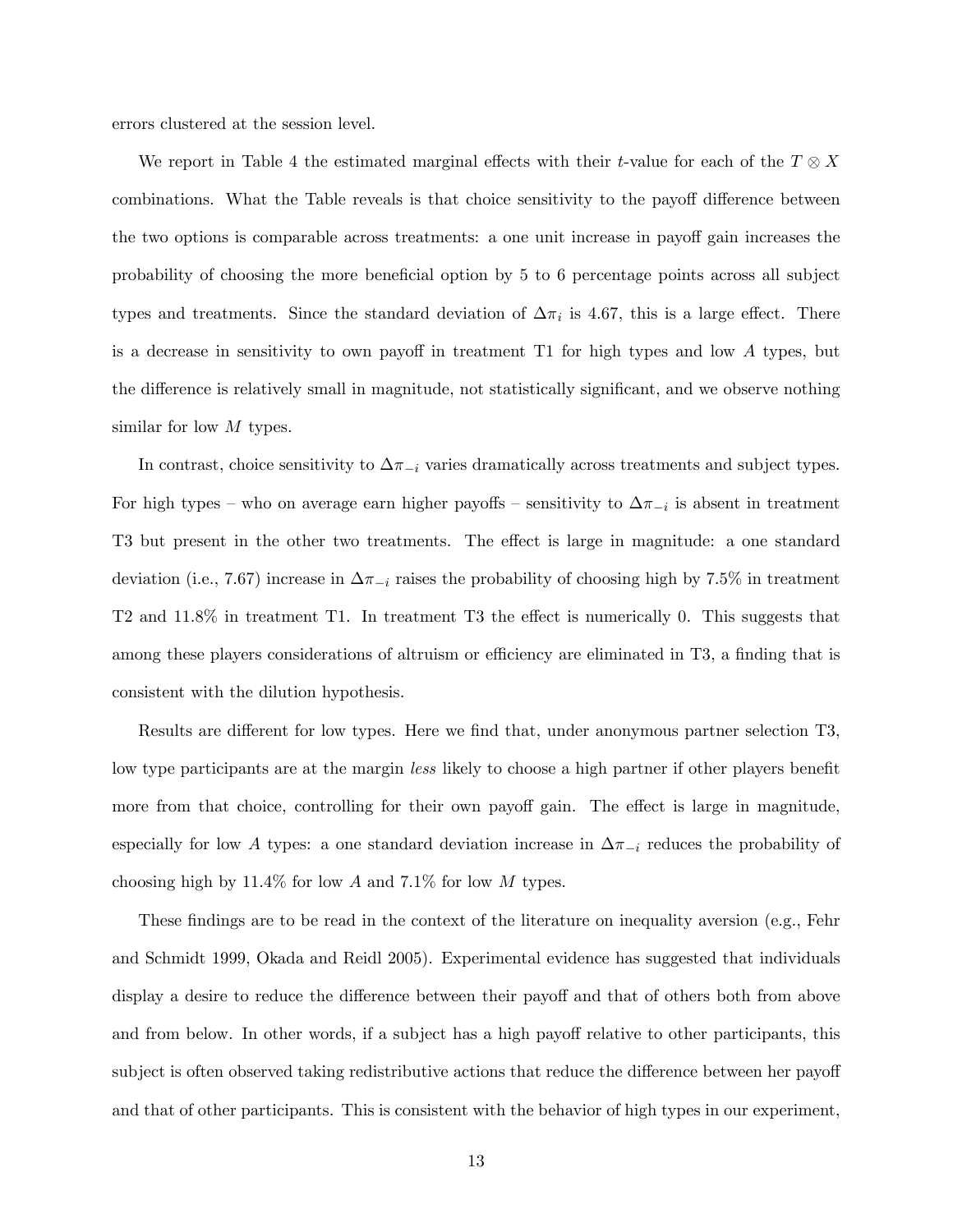errors clustered at the session level.

We report in Table 4 the estimated marginal effects with their $t$-value for each of the $T \otimes X$ combinations. What the Table reveals is that choice sensitivity to the payoff difference between the two options is comparable across treatments: a one unit increase in payoff gain increases the probability of choosing the more beneficial option by 5 to 6 percentage points across all subject types and treatments. Since the standard deviation of $\Delta\pi_i$ is 4.67, this is a large effect. There is a decrease in sensitivity to own payoff in treatment T1 for high types and low $A$ types, but the difference is relatively small in magnitude, not statistically significant, and we observe nothing similar for low $M$ types.

In contrast, choice sensitivity to $\Delta\pi_{-i}$ varies dramatically across treatments and subject types. For high types – who on average earn higher payoffs – sensitivity to $\Delta\pi_{-i}$ is absent in treatment T3 but present in the other two treatments. The effect is large in magnitude: a one standard deviation (i.e., 7.67) increase in $\Delta\pi_{-i}$ raises the probability of choosing high by 7.5% in treatment T2 and 11.8% in treatment T1. In treatment T3 the effect is numerically 0. This suggests that among these players considerations of altruism or efficiency are eliminated in T3, a finding that is consistent with the dilution hypothesis.

Results are different for low types. Here we find that, under anonymous partner selection T3, low type participants are at the margin *less* likely to choose a high partner if other players benefit more from that choice, controlling for their own payoff gain. The effect is large in magnitude, especially for low $A$ types: a one standard deviation increase in $\Delta\pi_{-i}$ reduces the probability of choosing high by 11.4% for low $A$ and 7.1% for low $M$ types.

These findings are to be read in the context of the literature on inequality aversion (e.g., Fehr and Schmidt 1999, Okada and Reidl 2005). Experimental evidence has suggested that individuals display a desire to reduce the difference between their payoff and that of others both from above and from below. In other words, if a subject has a high payoff relative to other participants, this subject is often observed taking redistributive actions that reduce the difference between her payoff and that of other participants. This is consistent with the behavior of high types in our experiment,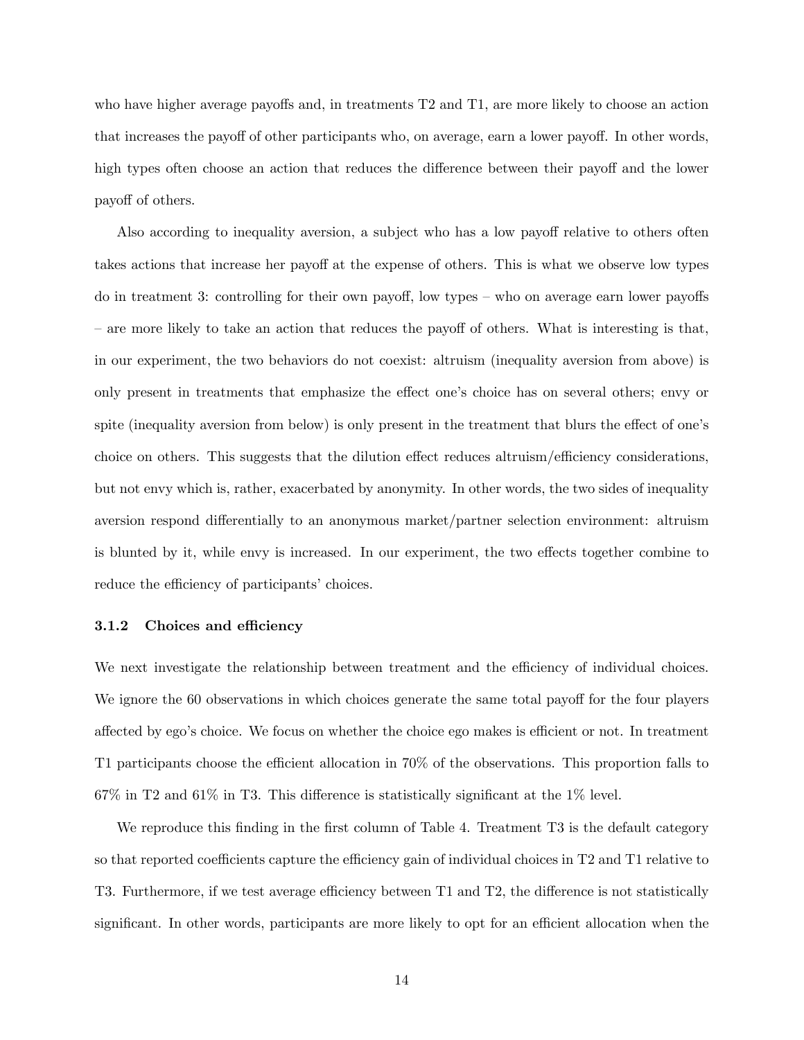who have higher average payoffs and, in treatments T2 and T1, are more likely to choose an action that increases the payoff of other participants who, on average, earn a lower payoff. In other words, high types often choose an action that reduces the difference between their payoff and the lower payoff of others.

Also according to inequality aversion, a subject who has a low payoff relative to others often takes actions that increase her payoff at the expense of others. This is what we observe low types do in treatment 3: controlling for their own payoff, low types – who on average earn lower payoffs – are more likely to take an action that reduces the payoff of others. What is interesting is that, in our experiment, the two behaviors do not coexist: altruism (inequality aversion from above) is only present in treatments that emphasize the effect one's choice has on several others; envy or spite (inequality aversion from below) is only present in the treatment that blurs the effect of one's choice on others. This suggests that the dilution effect reduces altruism/efficiency considerations, but not envy which is, rather, exacerbated by anonymity. In other words, the two sides of inequality aversion respond differentially to an anonymous market/partner selection environment: altruism is blunted by it, while envy is increased. In our experiment, the two effects together combine to reduce the efficiency of participants' choices.

### 3.1.2 Choices and efficiency

We next investigate the relationship between treatment and the efficiency of individual choices. We ignore the 60 observations in which choices generate the same total payoff for the four players affected by ego's choice. We focus on whether the choice ego makes is efficient or not. In treatment T1 participants choose the efficient allocation in 70% of the observations. This proportion falls to 67% in T2 and 61% in T3. This difference is statistically significant at the 1% level.

We reproduce this finding in the first column of Table 4. Treatment T3 is the default category so that reported coefficients capture the efficiency gain of individual choices in T2 and T1 relative to T3. Furthermore, if we test average efficiency between T1 and T2, the difference is not statistically significant. In other words, participants are more likely to opt for an efficient allocation when the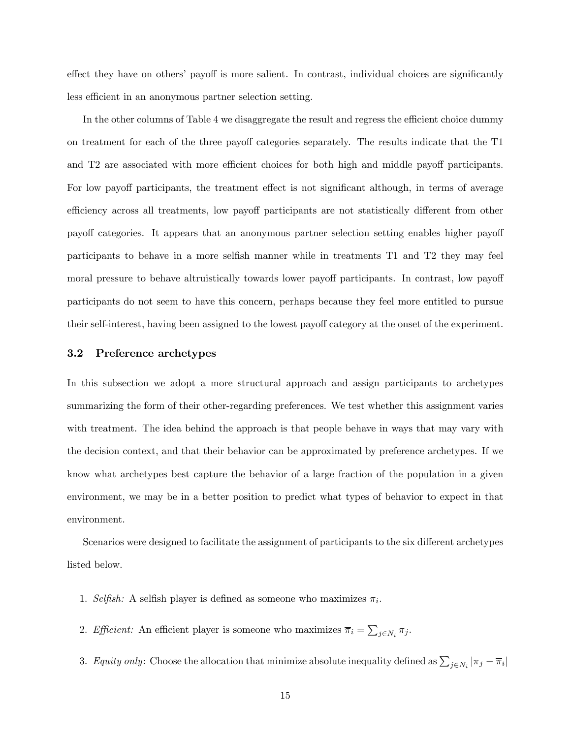effect they have on others' payoff is more salient. In contrast, individual choices are significantly less efficient in an anonymous partner selection setting.

In the other columns of Table 4 we disaggregate the result and regress the efficient choice dummy on treatment for each of the three payoff categories separately. The results indicate that the T1 and T2 are associated with more efficient choices for both high and middle payoff participants. For low payoff participants, the treatment effect is not significant although, in terms of average efficiency across all treatments, low payoff participants are not statistically different from other payoff categories. It appears that an anonymous partner selection setting enables higher payoff participants to behave in a more selfish manner while in treatments T1 and T2 they may feel moral pressure to behave altruistically towards lower payoff participants. In contrast, low payoff participants do not seem to have this concern, perhaps because they feel more entitled to pursue their self-interest, having been assigned to the lowest payoff category at the onset of the experiment.

### 3.2 Preference archetypes

In this subsection we adopt a more structural approach and assign participants to archetypes summarizing the form of their other-regarding preferences. We test whether this assignment varies with treatment. The idea behind the approach is that people behave in ways that may vary with the decision context, and that their behavior can be approximated by preference archetypes. If we know what archetypes best capture the behavior of a large fraction of the population in a given environment, we may be in a better position to predict what types of behavior to expect in that environment.

Scenarios were designed to facilitate the assignment of participants to the six different archetypes listed below.

1. *Selfish:* A selfish player is defined as someone who maximizes $\pi_i$.
2. *Efficient:* An efficient player is someone who maximizes $\overline{\pi}_i = \sum_{j \in N_i} \pi_j$.
3. *Equity only*: Choose the allocation that minimize absolute inequality defined as $\sum_{j \in N_i} |\pi_j - \overline{\pi}_i|$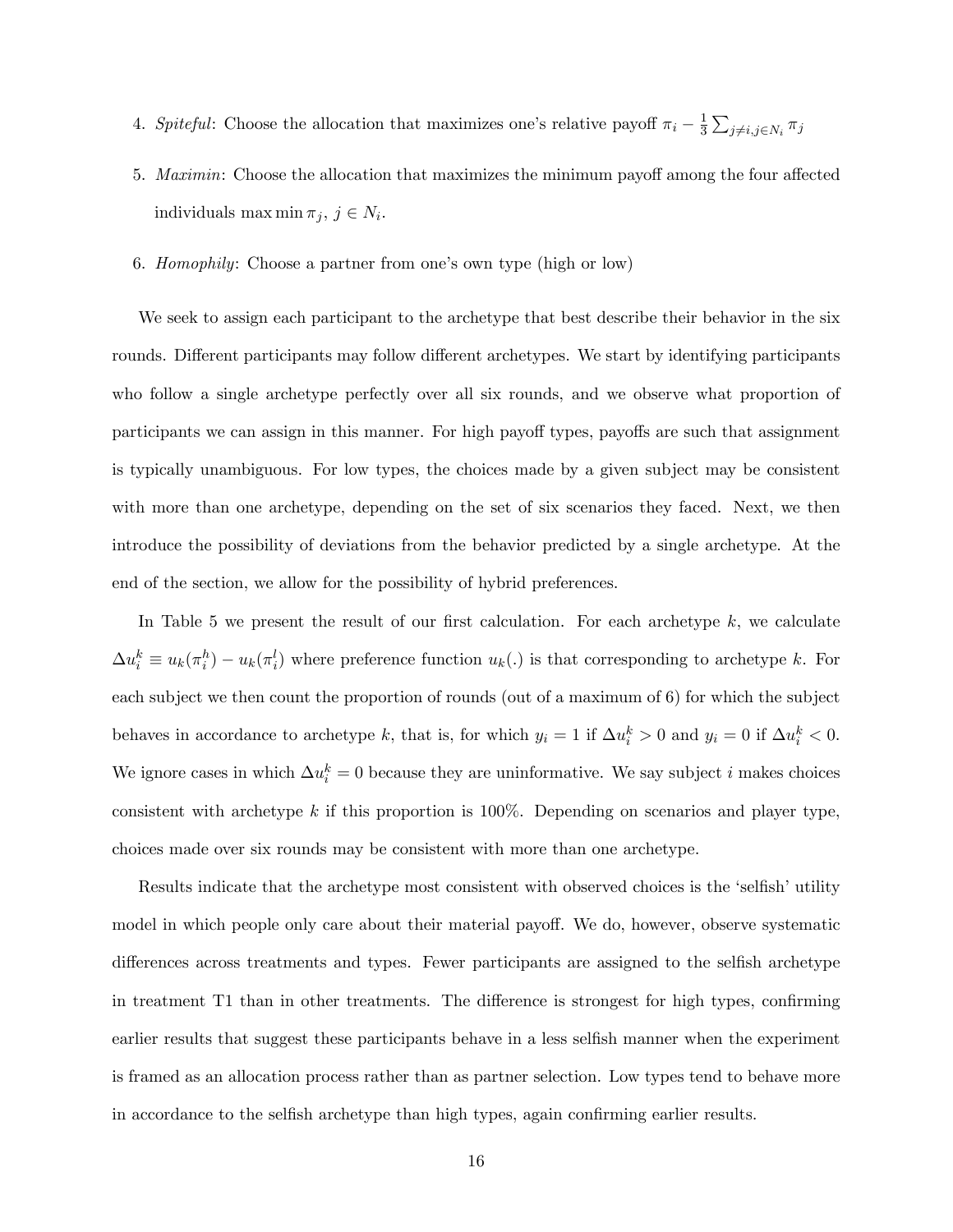4. *Spiteful*: Choose the allocation that maximizes one's relative payoff $\pi_i - \frac{1}{3}\sum_{j \neq i, j \in N_i} \pi_j$

5. *Maximin*: Choose the allocation that maximizes the minimum payoff among the four affected individuals $\max \min \pi_j$, $j \in N_i$.

6. *Homophily*: Choose a partner from one's own type (high or low)

We seek to assign each participant to the archetype that best describe their behavior in the six rounds. Different participants may follow different archetypes. We start by identifying participants who follow a single archetype perfectly over all six rounds, and we observe what proportion of participants we can assign in this manner. For high payoff types, payoffs are such that assignment is typically unambiguous. For low types, the choices made by a given subject may be consistent with more than one archetype, depending on the set of six scenarios they faced. Next, we then introduce the possibility of deviations from the behavior predicted by a single archetype. At the end of the section, we allow for the possibility of hybrid preferences.

In Table 5 we present the result of our first calculation. For each archetype $k$, we calculate $\Delta u_i^k \equiv u_k(\pi_i^h) - u_k(\pi_i^l)$ where preference function $u_k(.)$ is that corresponding to archetype $k$. For each subject we then count the proportion of rounds (out of a maximum of 6) for which the subject behaves in accordance to archetype $k$, that is, for which $y_i = 1$ if $\Delta u_i^k > 0$ and $y_i = 0$ if $\Delta u_i^k < 0$. We ignore cases in which $\Delta u_i^k = 0$ because they are uninformative. We say subject $i$ makes choices consistent with archetype $k$ if this proportion is 100%. Depending on scenarios and player type, choices made over six rounds may be consistent with more than one archetype.

Results indicate that the archetype most consistent with observed choices is the 'selfish' utility model in which people only care about their material payoff. We do, however, observe systematic differences across treatments and types. Fewer participants are assigned to the selfish archetype in treatment T1 than in other treatments. The difference is strongest for high types, confirming earlier results that suggest these participants behave in a less selfish manner when the experiment is framed as an allocation process rather than as partner selection. Low types tend to behave more in accordance to the selfish archetype than high types, again confirming earlier results.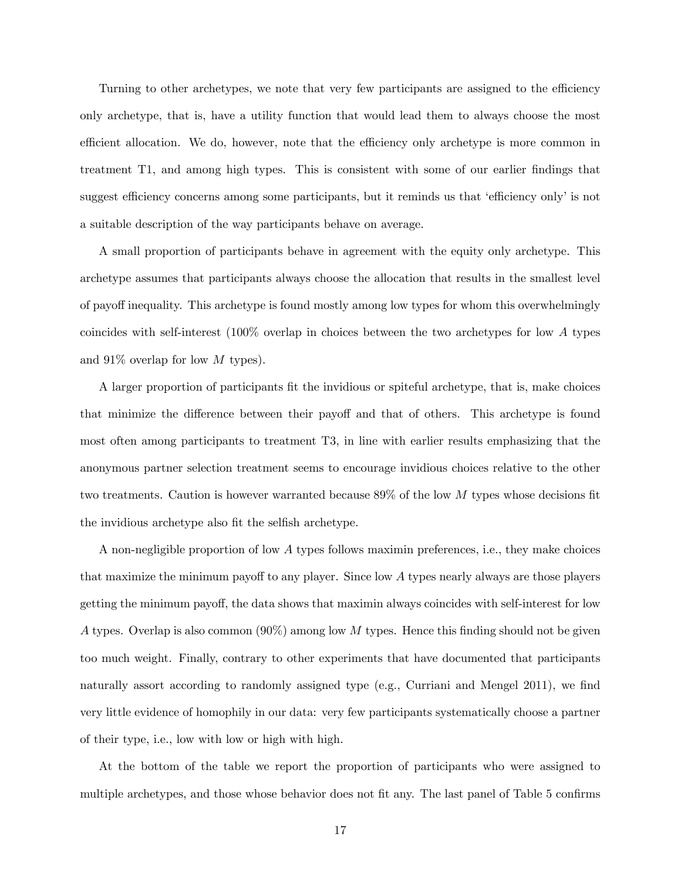Turning to other archetypes, we note that very few participants are assigned to the efficiency only archetype, that is, have a utility function that would lead them to always choose the most efficient allocation. We do, however, note that the efficiency only archetype is more common in treatment T1, and among high types. This is consistent with some of our earlier findings that suggest efficiency concerns among some participants, but it reminds us that 'efficiency only' is not a suitable description of the way participants behave on average.

A small proportion of participants behave in agreement with the equity only archetype. This archetype assumes that participants always choose the allocation that results in the smallest level of payoff inequality. This archetype is found mostly among low types for whom this overwhelmingly coincides with self-interest (100% overlap in choices between the two archetypes for low $A$ types and 91% overlap for low $M$ types).

A larger proportion of participants fit the invidious or spiteful archetype, that is, make choices that minimize the difference between their payoff and that of others. This archetype is found most often among participants to treatment T3, in line with earlier results emphasizing that the anonymous partner selection treatment seems to encourage invidious choices relative to the other two treatments. Caution is however warranted because 89% of the low $M$ types whose decisions fit the invidious archetype also fit the selfish archetype.

A non-negligible proportion of low $A$ types follows maximin preferences, i.e., they make choices that maximize the minimum payoff to any player. Since low $A$ types nearly always are those players getting the minimum payoff, the data shows that maximin always coincides with self-interest for low $A$ types. Overlap is also common (90%) among low $M$ types. Hence this finding should not be given too much weight. Finally, contrary to other experiments that have documented that participants naturally assort according to randomly assigned type (e.g., Curriani and Mengel 2011), we find very little evidence of homophily in our data: very few participants systematically choose a partner of their type, i.e., low with low or high with high.

At the bottom of the table we report the proportion of participants who were assigned to multiple archetypes, and those whose behavior does not fit any. The last panel of Table 5 confirms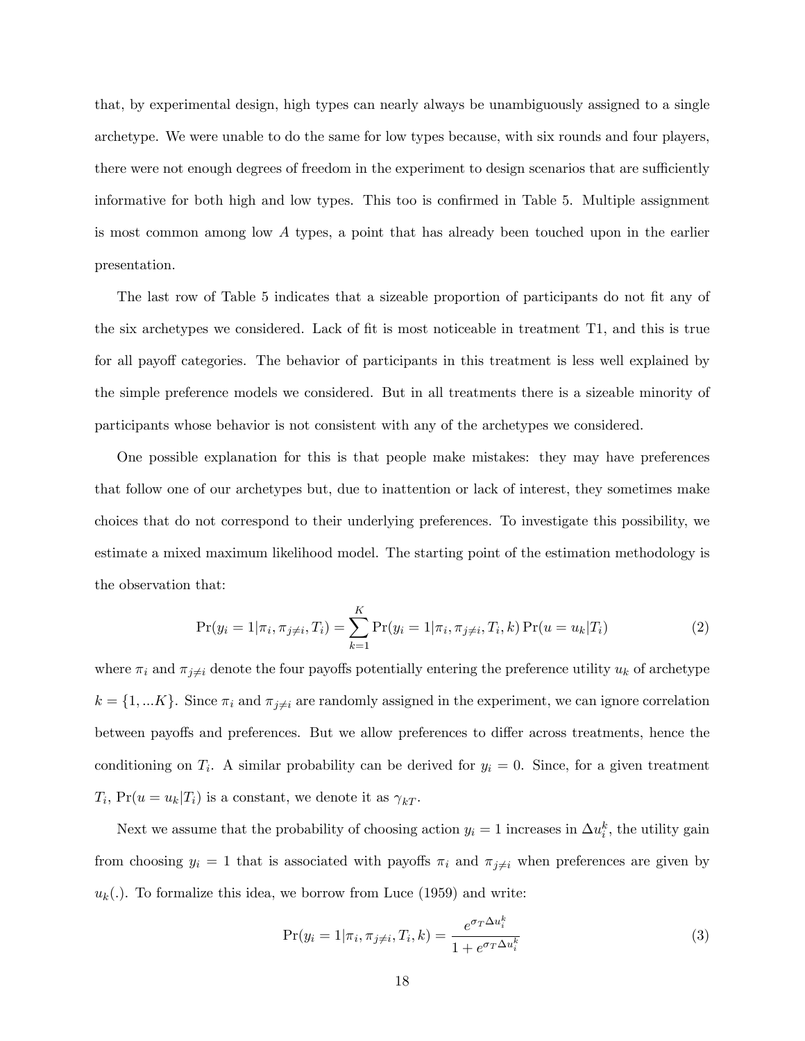that, by experimental design, high types can nearly always be unambiguously assigned to a single archetype. We were unable to do the same for low types because, with six rounds and four players, there were not enough degrees of freedom in the experiment to design scenarios that are sufficiently informative for both high and low types. This too is confirmed in Table 5. Multiple assignment is most common among low $A$ types, a point that has already been touched upon in the earlier presentation.

The last row of Table 5 indicates that a sizeable proportion of participants do not fit any of the six archetypes we considered. Lack of fit is most noticeable in treatment T1, and this is true for all payoff categories. The behavior of participants in this treatment is less well explained by the simple preference models we considered. But in all treatments there is a sizeable minority of participants whose behavior is not consistent with any of the archetypes we considered.

One possible explanation for this is that people make mistakes: they may have preferences that follow one of our archetypes but, due to inattention or lack of interest, they sometimes make choices that do not correspond to their underlying preferences. To investigate this possibility, we estimate a mixed maximum likelihood model. The starting point of the estimation methodology is the observation that:

$$\Pr(y_i = 1 | \pi_i, \pi_{j \neq i}, T_i) = \sum_{k=1}^{K} \Pr(y_i = 1 | \pi_i, \pi_{j \neq i}, T_i, k) \Pr(u = u_k | T_i) \tag{2}$$

where $\pi_i$ and $\pi_{j \neq i}$ denote the four payoffs potentially entering the preference utility $u_k$ of archetype $k = \{1, ...K\}$. Since $\pi_i$ and $\pi_{j \neq i}$ are randomly assigned in the experiment, we can ignore correlation between payoffs and preferences. But we allow preferences to differ across treatments, hence the conditioning on $T_i$. A similar probability can be derived for $y_i = 0$. Since, for a given treatment $T_i$, $\Pr(u = u_k | T_i)$ is a constant, we denote it as $\gamma_{kT}$.

Next we assume that the probability of choosing action $y_i = 1$ increases in $\Delta u_i^k$, the utility gain from choosing $y_i = 1$ that is associated with payoffs $\pi_i$ and $\pi_{j \neq i}$ when preferences are given by $u_k(.)$. To formalize this idea, we borrow from Luce (1959) and write:

$$\Pr(y_i = 1 | \pi_i, \pi_{j \neq i}, T_i, k) = \frac{e^{\sigma_T \Delta u_i^k}}{1 + e^{\sigma_T \Delta u_i^k}} \tag{3}$$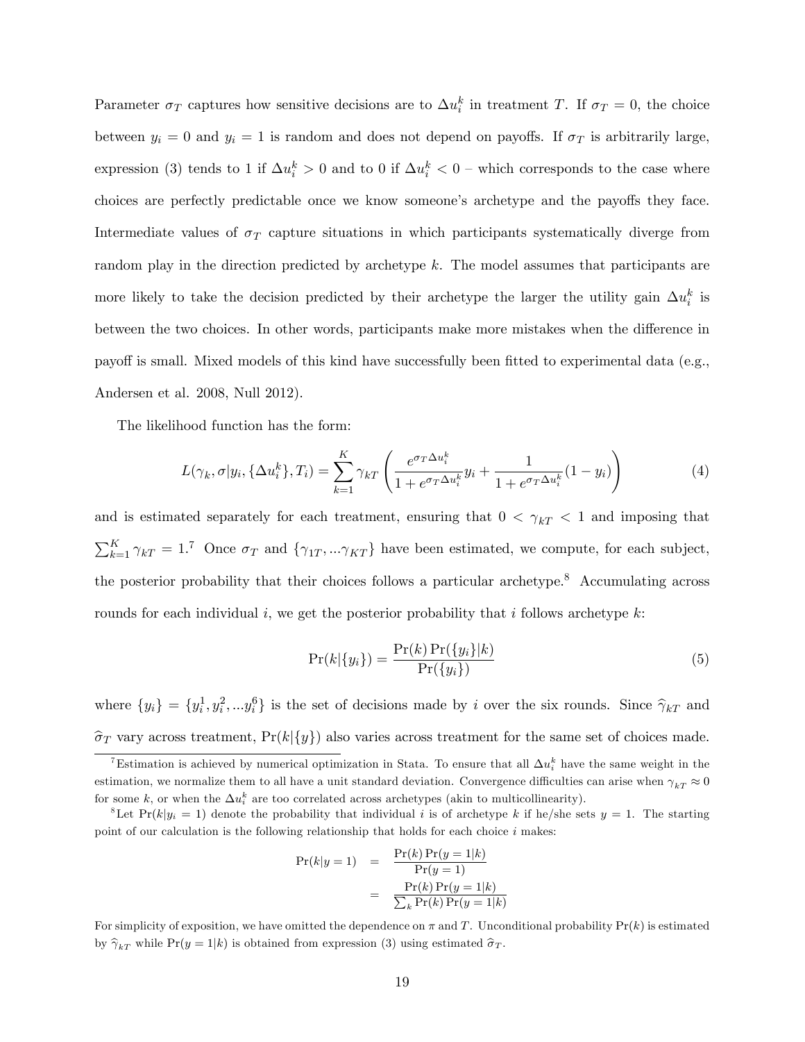Parameter $\sigma_T$ captures how sensitive decisions are to $\Delta u_i^k$ in treatment $T$. If $\sigma_T = 0$, the choice between $y_i = 0$ and $y_i = 1$ is random and does not depend on payoffs. If $\sigma_T$ is arbitrarily large, expression (3) tends to 1 if $\Delta u_i^k > 0$ and to 0 if $\Delta u_i^k < 0$ – which corresponds to the case where choices are perfectly predictable once we know someone's archetype and the payoffs they face. Intermediate values of $\sigma_T$ capture situations in which participants systematically diverge from random play in the direction predicted by archetype $k$. The model assumes that participants are more likely to take the decision predicted by their archetype the larger the utility gain $\Delta u_i^k$ is between the two choices. In other words, participants make more mistakes when the difference in payoff is small. Mixed models of this kind have successfully been fitted to experimental data (e.g., Andersen et al. 2008, Null 2012).

The likelihood function has the form:

$$L(\gamma_k, \sigma | y_i, \{\Delta u_i^k\}, T_i) = \sum_{k=1}^{K} \gamma_{kT} \left( \frac{e^{\sigma_T \Delta u_i^k}}{1 + e^{\sigma_T \Delta u_i^k}} y_i + \frac{1}{1 + e^{\sigma_T \Delta u_i^k}} (1 - y_i) \right) \tag{4}$$

and is estimated separately for each treatment, ensuring that $0 < \gamma_{kT} < 1$ and imposing that $\sum_{k=1}^{K} \gamma_{kT} = 1$.[7] Once $\sigma_T$ and $\{\gamma_{1T}, ...\gamma_{KT}\}$ have been estimated, we compute, for each subject, the posterior probability that their choices follows a particular archetype.[8] Accumulating across rounds for each individual $i$, we get the posterior probability that $i$ follows archetype $k$:

$$\Pr(k|\{y_i\}) = \frac{\Pr(k) \Pr(\{y_i\}|k)}{\Pr(\{y_i\})} \tag{5}$$

where $\{y_i\} = \{y_i^1, y_i^2, ...y_i^6\}$ is the set of decisions made by $i$ over the six rounds. Since $\widehat{\gamma}_{kT}$ and $\widehat{\sigma}_T$ vary across treatment, $\Pr(k|\{y\})$ also varies across treatment for the same set of choices made.

[7] Estimation is achieved by numerical optimization in Stata. To ensure that all $\Delta u_i^k$ have the same weight in the estimation, we normalize them to all have a unit standard deviation. Convergence difficulties can arise when $\gamma_{kT} \approx 0$ for some $k$, or when the $\Delta u_i^k$ are too correlated across archetypes (akin to multicollinearity).

[8] Let $\Pr(k|y_i = 1)$ denote the probability that individual $i$ is of archetype $k$ if he/she sets $y = 1$. The starting point of our calculation is the following relationship that holds for each choice $i$ makes:

$$\begin{aligned}
\Pr(k|y = 1) &= \frac{\Pr(k) \Pr(y = 1|k)}{\Pr(y = 1)} \\
&= \frac{\Pr(k) \Pr(y = 1|k)}{\sum_k \Pr(k) \Pr(y = 1|k)}
\end{aligned}$$

For simplicity of exposition, we have omitted the dependence on $\pi$ and $T$. Unconditional probability $\Pr(k)$ is estimated by $\widehat{\gamma}_{kT}$ while $\Pr(y = 1|k)$ is obtained from expression (3) using estimated $\widehat{\sigma}_T$.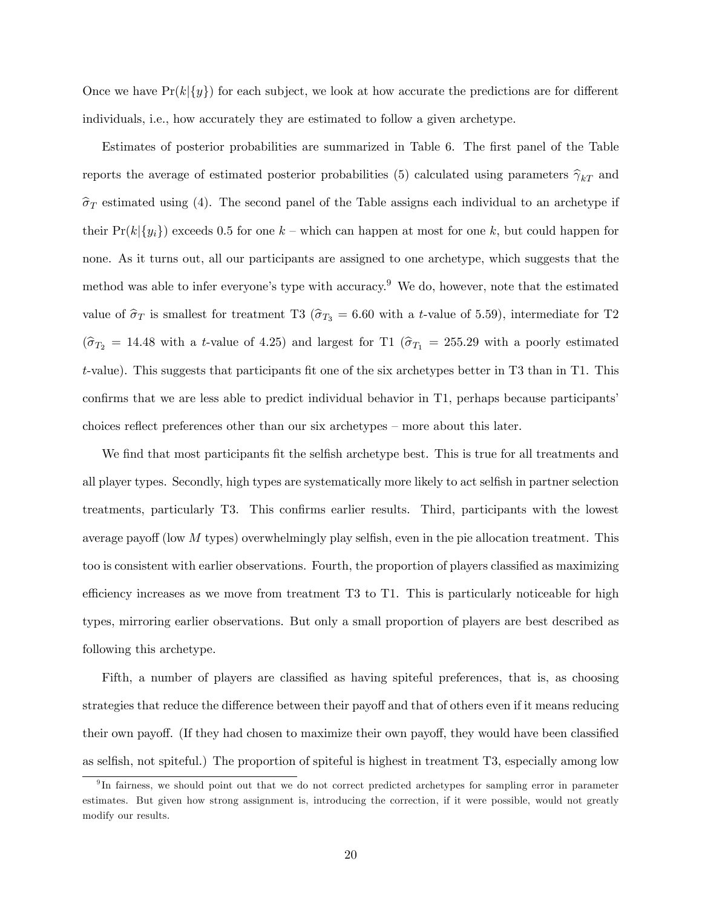Once we have $\Pr(k|\{y\})$ for each subject, we look at how accurate the predictions are for different individuals, i.e., how accurately they are estimated to follow a given archetype.

Estimates of posterior probabilities are summarized in Table 6. The first panel of the Table reports the average of estimated posterior probabilities (5) calculated using parameters $\widehat{\gamma}_{kT}$ and $\widehat{\sigma}_T$ estimated using (4). The second panel of the Table assigns each individual to an archetype if their $\Pr(k|\{y_i\})$ exceeds 0.5 for one $k$ – which can happen at most for one $k$, but could happen for none. As it turns out, all our participants are assigned to one archetype, which suggests that the method was able to infer everyone's type with accuracy.[9] We do, however, note that the estimated value of $\widehat{\sigma}_T$ is smallest for treatment T3 ($\widehat{\sigma}_{T_3} = 6.60$ with a $t$-value of 5.59), intermediate for T2 ($\widehat{\sigma}_{T_2} = 14.48$ with a $t$-value of 4.25) and largest for T1 ($\widehat{\sigma}_{T_1} = 255.29$ with a poorly estimated $t$-value). This suggests that participants fit one of the six archetypes better in T3 than in T1. This confirms that we are less able to predict individual behavior in T1, perhaps because participants' choices reflect preferences other than our six archetypes – more about this later.

We find that most participants fit the selfish archetype best. This is true for all treatments and all player types. Secondly, high types are systematically more likely to act selfish in partner selection treatments, particularly T3. This confirms earlier results. Third, participants with the lowest average payoff (low $M$ types) overwhelmingly play selfish, even in the pie allocation treatment. This too is consistent with earlier observations. Fourth, the proportion of players classified as maximizing efficiency increases as we move from treatment T3 to T1. This is particularly noticeable for high types, mirroring earlier observations. But only a small proportion of players are best described as following this archetype.

Fifth, a number of players are classified as having spiteful preferences, that is, as choosing strategies that reduce the difference between their payoff and that of others even if it means reducing their own payoff. (If they had chosen to maximize their own payoff, they would have been classified as selfish, not spiteful.) The proportion of spiteful is highest in treatment T3, especially among low

[9] In fairness, we should point out that we do not correct predicted archetypes for sampling error in parameter estimates. But given how strong assignment is, introducing the correction, if it were possible, would not greatly modify our results.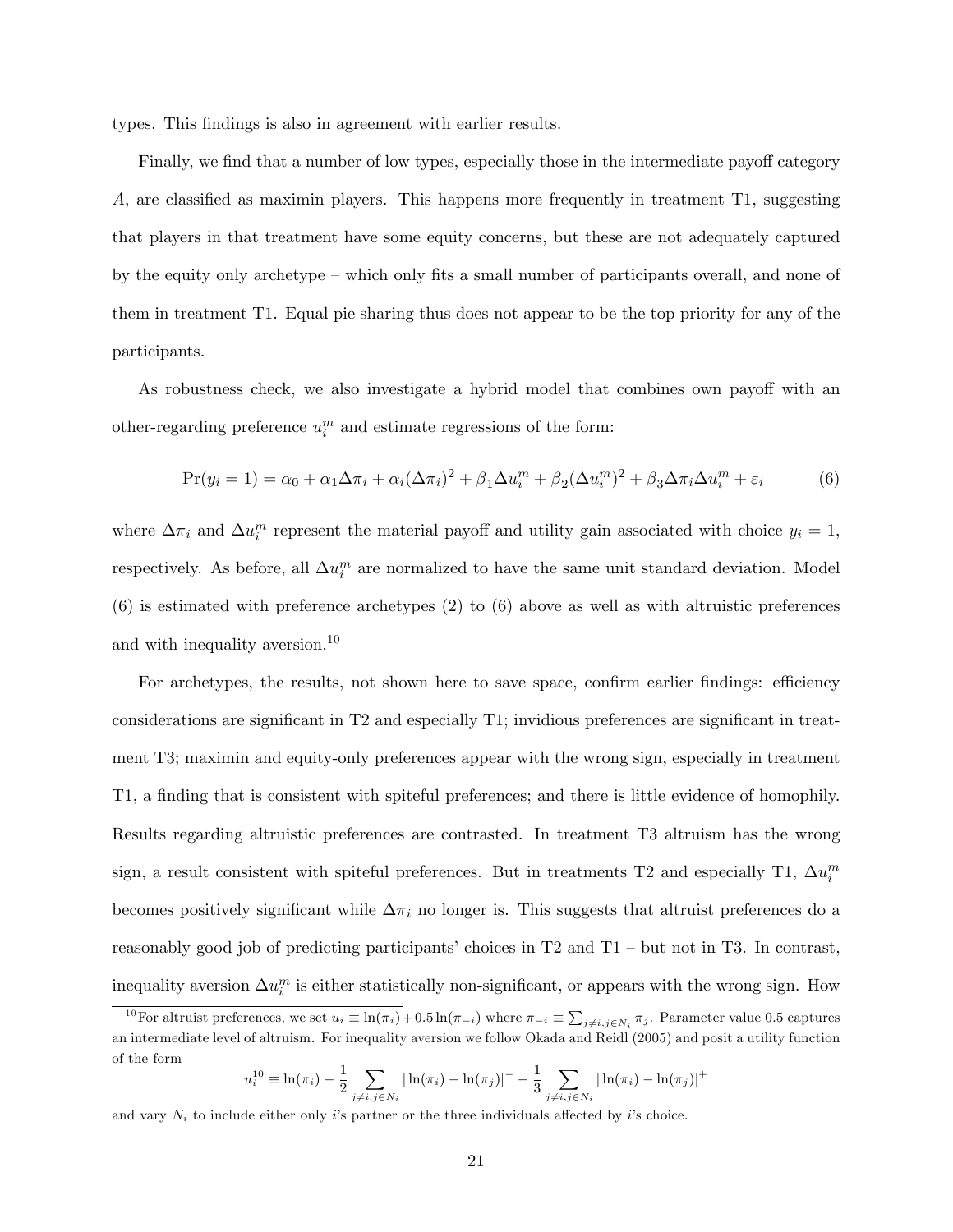types. This findings is also in agreement with earlier results.

Finally, we find that a number of low types, especially those in the intermediate payoff category $A$, are classified as maximin players. This happens more frequently in treatment T1, suggesting that players in that treatment have some equity concerns, but these are not adequately captured by the equity only archetype – which only fits a small number of participants overall, and none of them in treatment T1. Equal pie sharing thus does not appear to be the top priority for any of the participants.

As robustness check, we also investigate a hybrid model that combines own payoff with an other-regarding preference $u_i^m$ and estimate regressions of the form:

$$\Pr(y_i = 1) = \alpha_0 + \alpha_1 \Delta\pi_i + \alpha_i (\Delta\pi_i)^2 + \beta_1 \Delta u_i^m + \beta_2 (\Delta u_i^m)^2 + \beta_3 \Delta\pi_i \Delta u_i^m + \varepsilon_i \tag{6}$$

where $\Delta\pi_i$ and $\Delta u_i^m$ represent the material payoff and utility gain associated with choice $y_i = 1$, respectively. As before, all $\Delta u_i^m$ are normalized to have the same unit standard deviation. Model (6) is estimated with preference archetypes (2) to (6) above as well as with altruistic preferences and with inequality aversion.[10]

For archetypes, the results, not shown here to save space, confirm earlier findings: efficiency considerations are significant in T2 and especially T1; invidious preferences are significant in treatment T3; maximin and equity-only preferences appear with the wrong sign, especially in treatment T1, a finding that is consistent with spiteful preferences; and there is little evidence of homophily. Results regarding altruistic preferences are contrasted. In treatment T3 altruism has the wrong sign, a result consistent with spiteful preferences. But in treatments T2 and especially T1, $\Delta u_i^m$ becomes positively significant while $\Delta\pi_i$ no longer is. This suggests that altruist preferences do a reasonably good job of predicting participants' choices in T2 and T1 – but not in T3. In contrast, inequality aversion $\Delta u_i^m$ is either statistically non-significant, or appears with the wrong sign. How

[10] For altruist preferences, we set $u_i \equiv \ln(\pi_i) + 0.5 \ln(\pi_{-i})$ where $\pi_{-i} \equiv \sum_{j \neq i, j \in N_i} \pi_j$. Parameter value 0.5 captures an intermediate level of altruism. For inequality aversion we follow Okada and Reidl (2005) and posit a utility function of the form

$$u_i^{10} \equiv \ln(\pi_i) - \frac{1}{2} \sum_{j \neq i, j \in N_i} |\ln(\pi_i) - \ln(\pi_j)|^- - \frac{1}{3} \sum_{j \neq i, j \in N_i} |\ln(\pi_i) - \ln(\pi_j)|^+$$

and vary $N_i$ to include either only $i$'s partner or the three individuals affected by $i$'s choice.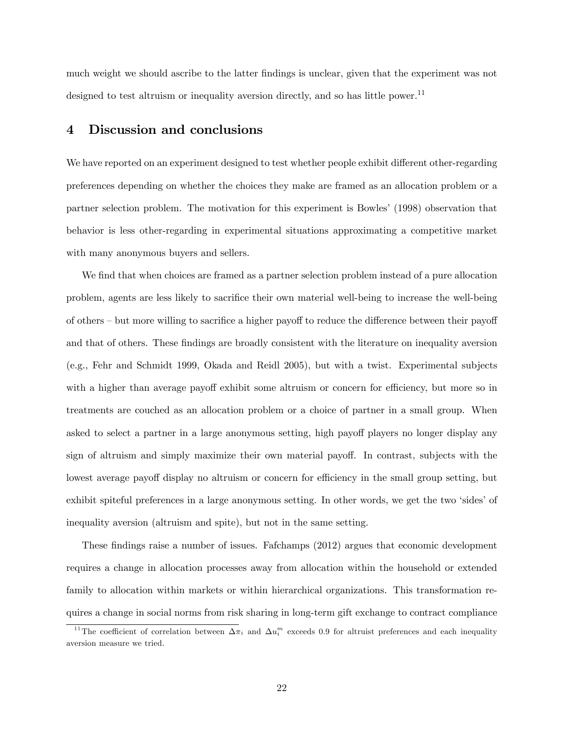much weight we should ascribe to the latter findings is unclear, given that the experiment was not designed to test altruism or inequality aversion directly, and so has little power.[11]

## 4 Discussion and conclusions

We have reported on an experiment designed to test whether people exhibit different other-regarding preferences depending on whether the choices they make are framed as an allocation problem or a partner selection problem. The motivation for this experiment is Bowles' (1998) observation that behavior is less other-regarding in experimental situations approximating a competitive market with many anonymous buyers and sellers.

We find that when choices are framed as a partner selection problem instead of a pure allocation problem, agents are less likely to sacrifice their own material well-being to increase the well-being of others – but more willing to sacrifice a higher payoff to reduce the difference between their payoff and that of others. These findings are broadly consistent with the literature on inequality aversion (e.g., Fehr and Schmidt 1999, Okada and Reidl 2005), but with a twist. Experimental subjects with a higher than average payoff exhibit some altruism or concern for efficiency, but more so in treatments are couched as an allocation problem or a choice of partner in a small group. When asked to select a partner in a large anonymous setting, high payoff players no longer display any sign of altruism and simply maximize their own material payoff. In contrast, subjects with the lowest average payoff display no altruism or concern for efficiency in the small group setting, but exhibit spiteful preferences in a large anonymous setting. In other words, we get the two 'sides' of inequality aversion (altruism and spite), but not in the same setting.

These findings raise a number of issues. Fafchamps (2012) argues that economic development requires a change in allocation processes away from allocation within the household or extended family to allocation within markets or within hierarchical organizations. This transformation requires a change in social norms from risk sharing in long-term gift exchange to contract compliance

[11] The coefficient of correlation between $\Delta\pi_i$ and $\Delta u_i^m$ exceeds 0.9 for altruist preferences and each inequality aversion measure we tried.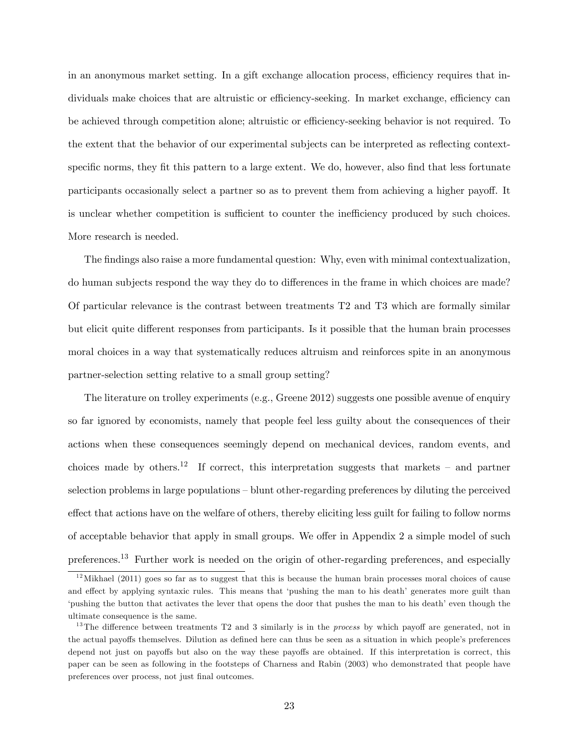in an anonymous market setting. In a gift exchange allocation process, efficiency requires that individuals make choices that are altruistic or efficiency-seeking. In market exchange, efficiency can be achieved through competition alone; altruistic or efficiency-seeking behavior is not required. To the extent that the behavior of our experimental subjects can be interpreted as reflecting context-specific norms, they fit this pattern to a large extent. We do, however, also find that less fortunate participants occasionally select a partner so as to prevent them from achieving a higher payoff. It is unclear whether competition is sufficient to counter the inefficiency produced by such choices. More research is needed.

The findings also raise a more fundamental question: Why, even with minimal contextualization, do human subjects respond the way they do to differences in the frame in which choices are made? Of particular relevance is the contrast between treatments T2 and T3 which are formally similar but elicit quite different responses from participants. Is it possible that the human brain processes moral choices in a way that systematically reduces altruism and reinforces spite in an anonymous partner-selection setting relative to a small group setting?

The literature on trolley experiments (e.g., Greene 2012) suggests one possible avenue of enquiry so far ignored by economists, namely that people feel less guilty about the consequences of their actions when these consequences seemingly depend on mechanical devices, random events, and choices made by others.[12] If correct, this interpretation suggests that markets – and partner selection problems in large populations – blunt other-regarding preferences by diluting the perceived effect that actions have on the welfare of others, thereby eliciting less guilt for failing to follow norms of acceptable behavior that apply in small groups. We offer in Appendix 2 a simple model of such preferences.[13] Further work is needed on the origin of other-regarding preferences, and especially

[12] Mikhael (2011) goes so far as to suggest that this is because the human brain processes moral choices of cause and effect by applying syntaxic rules. This means that 'pushing the man to his death' generates more guilt than 'pushing the button that activates the lever that opens the door that pushes the man to his death' even though the ultimate consequence is the same.

[13] The difference between treatments T2 and 3 similarly is in the *process* by which payoff are generated, not in the actual payoffs themselves. Dilution as defined here can thus be seen as a situation in which people's preferences depend not just on payoffs but also on the way these payoffs are obtained. If this interpretation is correct, this paper can be seen as following in the footsteps of Charness and Rabin (2003) who demonstrated that people have preferences over process, not just final outcomes.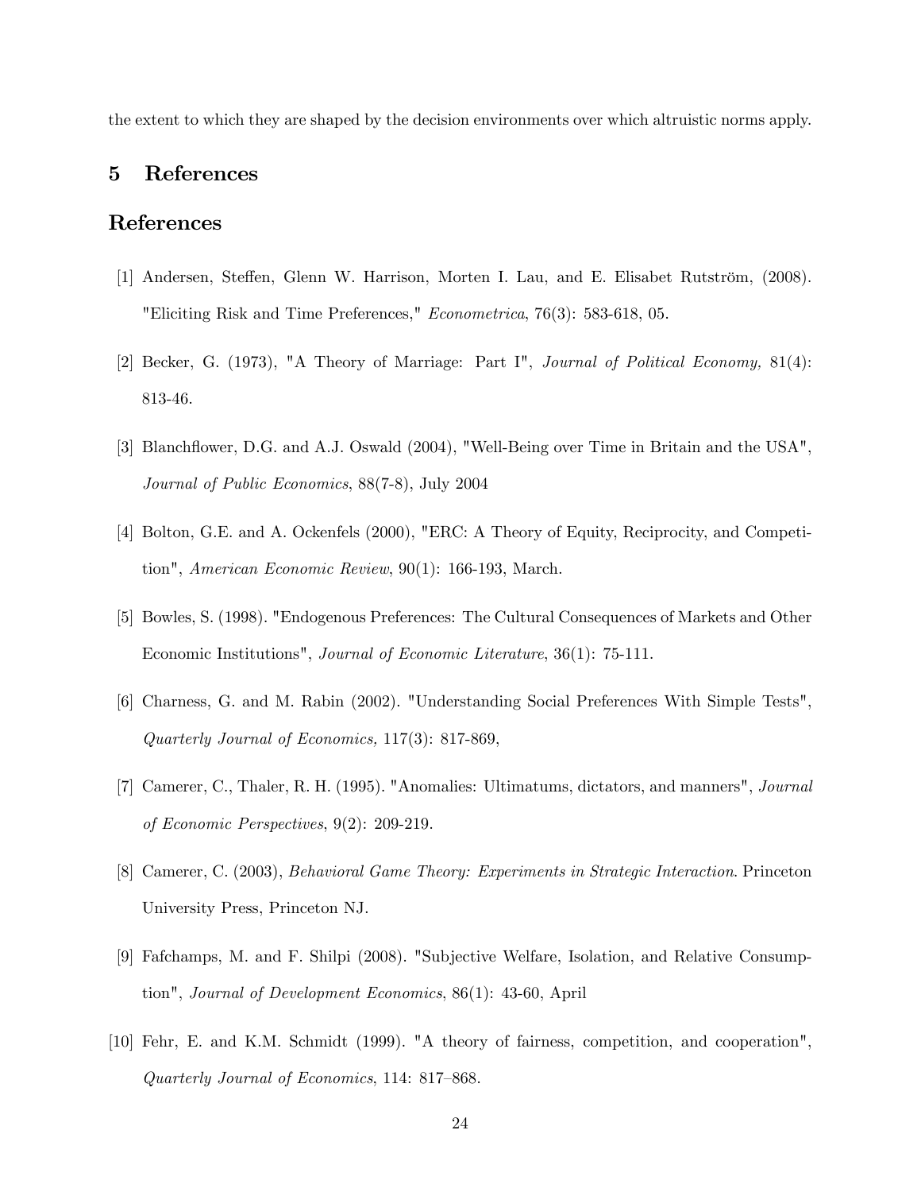the extent to which they are shaped by the decision environments over which altruistic norms apply.

# 5 References

# References

[1] Andersen, Steffen, Glenn W. Harrison, Morten I. Lau, and E. Elisabet Rutström, (2008). "Eliciting Risk and Time Preferences," *Econometrica*, 76(3): 583-618, 05.

[2] Becker, G. (1973), "A Theory of Marriage: Part I", *Journal of Political Economy,* 81(4): 813-46.

[3] Blanchflower, D.G. and A.J. Oswald (2004), "Well-Being over Time in Britain and the USA", *Journal of Public Economics*, 88(7-8), July 2004

[4] Bolton, G.E. and A. Ockenfels (2000), "ERC: A Theory of Equity, Reciprocity, and Competition", *American Economic Review*, 90(1): 166-193, March.

[5] Bowles, S. (1998). "Endogenous Preferences: The Cultural Consequences of Markets and Other Economic Institutions", *Journal of Economic Literature*, 36(1): 75-111.

[6] Charness, G. and M. Rabin (2002). "Understanding Social Preferences With Simple Tests", *Quarterly Journal of Economics,* 117(3): 817-869,

[7] Camerer, C., Thaler, R. H. (1995). "Anomalies: Ultimatums, dictators, and manners", *Journal of Economic Perspectives*, 9(2): 209-219.

[8] Camerer, C. (2003), *Behavioral Game Theory: Experiments in Strategic Interaction*. Princeton University Press, Princeton NJ.

[9] Fafchamps, M. and F. Shilpi (2008). "Subjective Welfare, Isolation, and Relative Consumption", *Journal of Development Economics*, 86(1): 43-60, April

[10] Fehr, E. and K.M. Schmidt (1999). "A theory of fairness, competition, and cooperation", *Quarterly Journal of Economics*, 114: 817–868.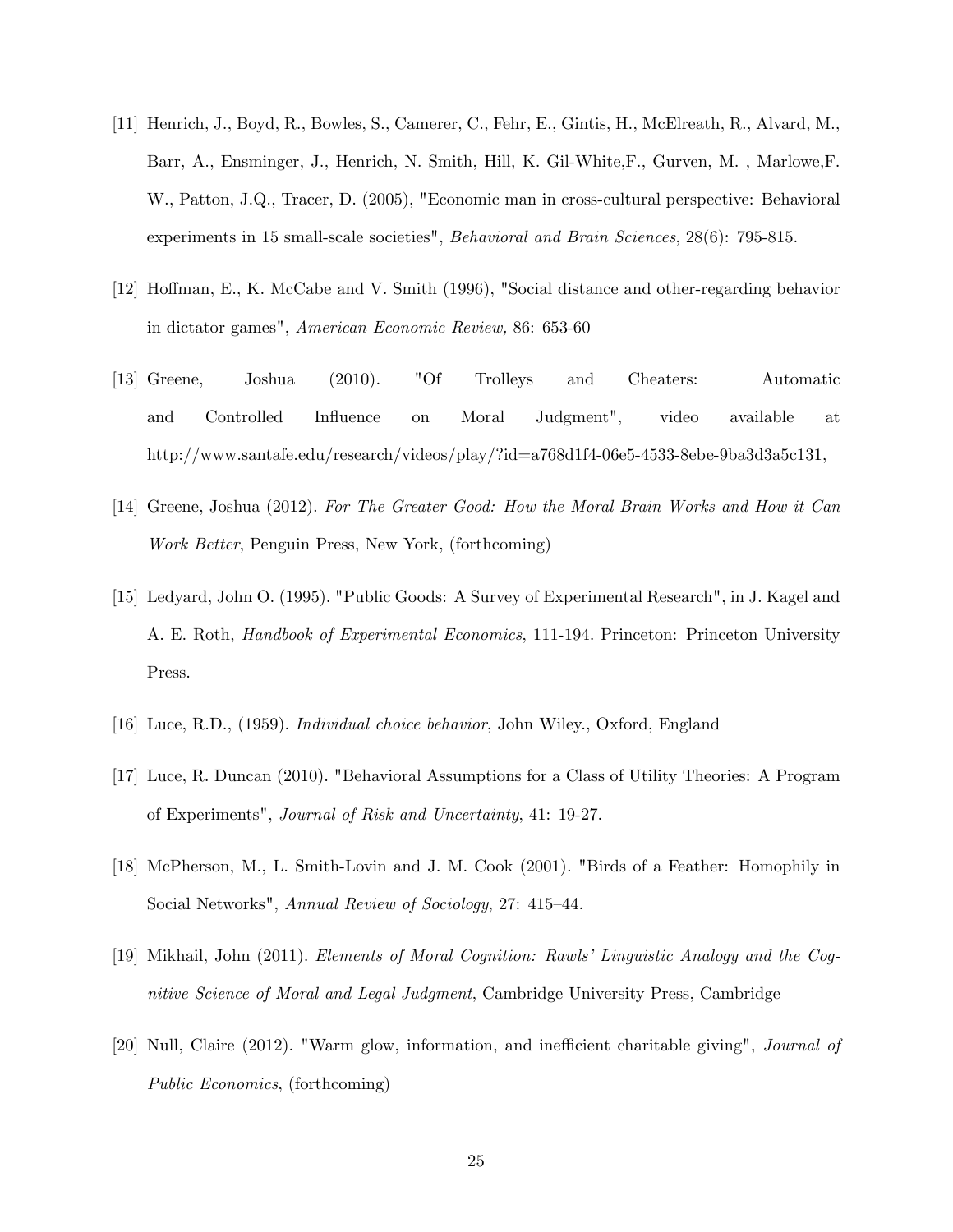[11] Henrich, J., Boyd, R., Bowles, S., Camerer, C., Fehr, E., Gintis, H., McElreath, R., Alvard, M., Barr, A., Ensminger, J., Henrich, N. Smith, Hill, K. Gil-White,F., Gurven, M. , Marlowe,F. W., Patton, J.Q., Tracer, D. (2005), "Economic man in cross-cultural perspective: Behavioral experiments in 15 small-scale societies", *Behavioral and Brain Sciences*, 28(6): 795-815.

[12] Hoffman, E., K. McCabe and V. Smith (1996), "Social distance and other-regarding behavior in dictator games", *American Economic Review,* 86: 653-60

[13] Greene, Joshua (2010). "Of Trolleys and Cheaters: Automatic and Controlled Influence on Moral Judgment", video available at http://www.santafe.edu/research/videos/play/?id=a768d1f4-06e5-4533-8ebe-9ba3d3a5c131,

[14] Greene, Joshua (2012). *For The Greater Good: How the Moral Brain Works and How it Can Work Better*, Penguin Press, New York, (forthcoming)

[15] Ledyard, John O. (1995). "Public Goods: A Survey of Experimental Research", in J. Kagel and A. E. Roth, *Handbook of Experimental Economics*, 111-194. Princeton: Princeton University Press.

[16] Luce, R.D., (1959). *Individual choice behavior*, John Wiley., Oxford, England

[17] Luce, R. Duncan (2010). "Behavioral Assumptions for a Class of Utility Theories: A Program of Experiments", *Journal of Risk and Uncertainty*, 41: 19-27.

[18] McPherson, M., L. Smith-Lovin and J. M. Cook (2001). "Birds of a Feather: Homophily in Social Networks", *Annual Review of Sociology*, 27: 415–44.

[19] Mikhail, John (2011). *Elements of Moral Cognition: Rawls' Linguistic Analogy and the Cognitive Science of Moral and Legal Judgment*, Cambridge University Press, Cambridge

[20] Null, Claire (2012). "Warm glow, information, and inefficient charitable giving", *Journal of Public Economics*, (forthcoming)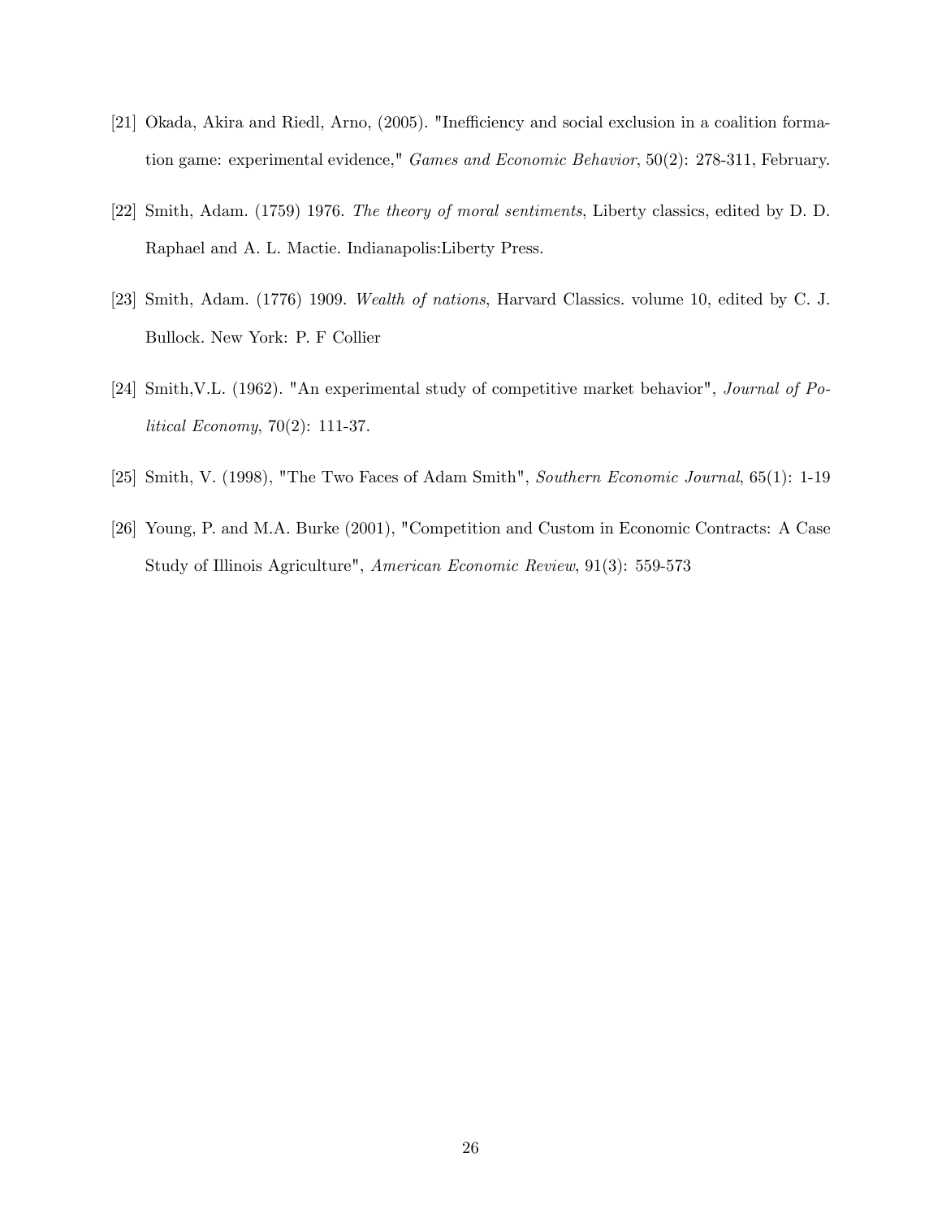[21] Okada, Akira and Riedl, Arno, (2005). "Inefficiency and social exclusion in a coalition formation game: experimental evidence," *Games and Economic Behavior*, 50(2): 278-311, February.

[22] Smith, Adam. (1759) 1976. *The theory of moral sentiments*, Liberty classics, edited by D. D. Raphael and A. L. Mactie. Indianapolis:Liberty Press.

[23] Smith, Adam. (1776) 1909. *Wealth of nations*, Harvard Classics. volume 10, edited by C. J. Bullock. New York: P. F Collier

[24] Smith,V.L. (1962). "An experimental study of competitive market behavior", *Journal of Political Economy*, 70(2): 111-37.

[25] Smith, V. (1998), "The Two Faces of Adam Smith", *Southern Economic Journal*, 65(1): 1-19

[26] Young, P. and M.A. Burke (2001), "Competition and Custom in Economic Contracts: A Case Study of Illinois Agriculture", *American Economic Review*, 91(3): 559-573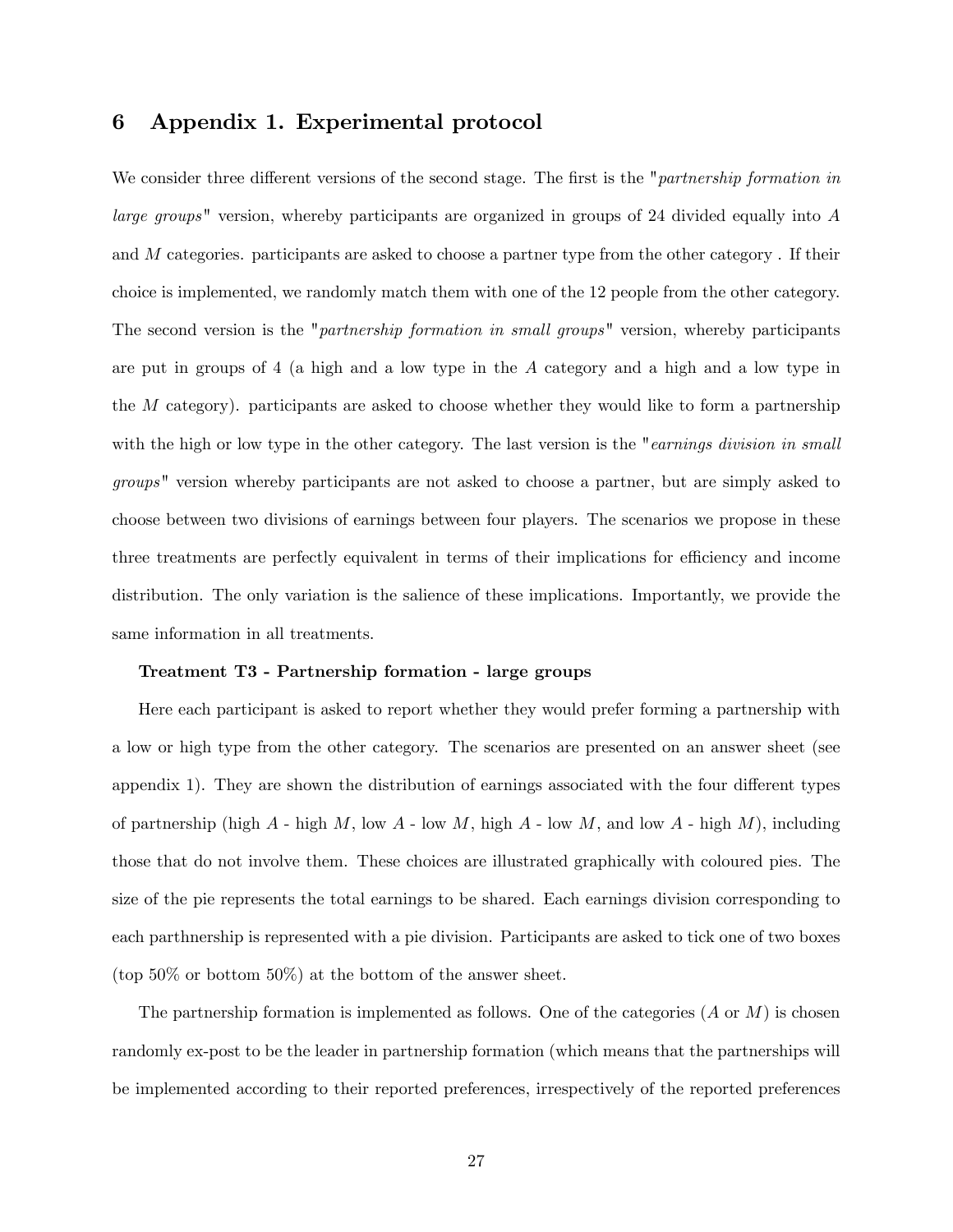# 6 Appendix 1. Experimental protocol

We consider three different versions of the second stage. The first is the "*partnership formation in large groups*" version, whereby participants are organized in groups of 24 divided equally into $A$ and $M$ categories. participants are asked to choose a partner type from the other category . If their choice is implemented, we randomly match them with one of the 12 people from the other category. The second version is the "*partnership formation in small groups*" version, whereby participants are put in groups of 4 (a high and a low type in the $A$ category and a high and a low type in the $M$ category). participants are asked to choose whether they would like to form a partnership with the high or low type in the other category. The last version is the "*earnings division in small groups*" version whereby participants are not asked to choose a partner, but are simply asked to choose between two divisions of earnings between four players. The scenarios we propose in these three treatments are perfectly equivalent in terms of their implications for efficiency and income distribution. The only variation is the salience of these implications. Importantly, we provide the same information in all treatments.

**Treatment T3 - Partnership formation - large groups**

Here each participant is asked to report whether they would prefer forming a partnership with a low or high type from the other category. The scenarios are presented on an answer sheet (see appendix 1). They are shown the distribution of earnings associated with the four different types of partnership (high $A$ - high $M$, low $A$ - low $M$, high $A$ - low $M$, and low $A$ - high $M$), including those that do not involve them. These choices are illustrated graphically with coloured pies. The size of the pie represents the total earnings to be shared. Each earnings division corresponding to each parthnership is represented with a pie division. Participants are asked to tick one of two boxes (top 50% or bottom 50%) at the bottom of the answer sheet.

The partnership formation is implemented as follows. One of the categories ($A$ or $M$) is chosen randomly ex-post to be the leader in partnership formation (which means that the partnerships will be implemented according to their reported preferences, irrespectively of the reported preferences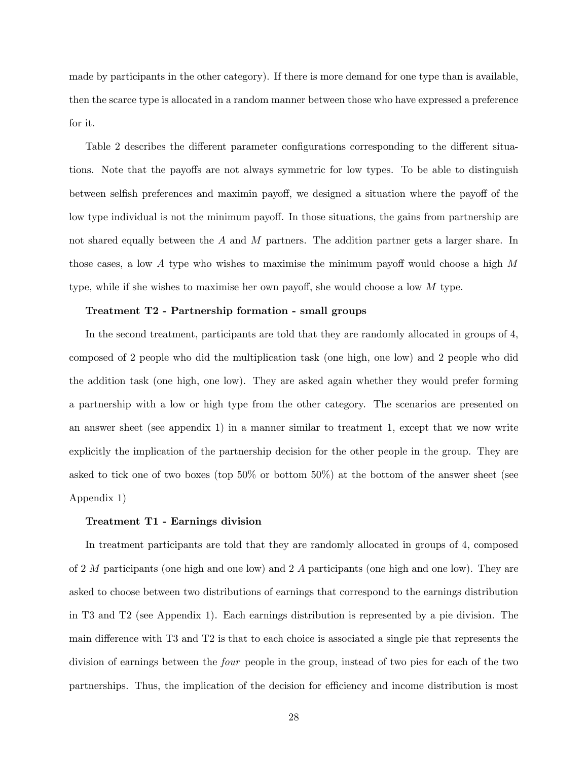made by participants in the other category). If there is more demand for one type than is available, then the scarce type is allocated in a random manner between those who have expressed a preference for it.

Table 2 describes the different parameter configurations corresponding to the different situations. Note that the payoffs are not always symmetric for low types. To be able to distinguish between selfish preferences and maximin payoff, we designed a situation where the payoff of the low type individual is not the minimum payoff. In those situations, the gains from partnership are not shared equally between the $A$ and $M$ partners. The addition partner gets a larger share. In those cases, a low $A$ type who wishes to maximise the minimum payoff would choose a high $M$ type, while if she wishes to maximise her own payoff, she would choose a low $M$ type.

**Treatment T2 - Partnership formation - small groups**

In the second treatment, participants are told that they are randomly allocated in groups of 4, composed of 2 people who did the multiplication task (one high, one low) and 2 people who did the addition task (one high, one low). They are asked again whether they would prefer forming a partnership with a low or high type from the other category. The scenarios are presented on an answer sheet (see appendix 1) in a manner similar to treatment 1, except that we now write explicitly the implication of the partnership decision for the other people in the group. They are asked to tick one of two boxes (top 50% or bottom 50%) at the bottom of the answer sheet (see Appendix 1)

**Treatment T1 - Earnings division**

In treatment participants are told that they are randomly allocated in groups of 4, composed of 2 $M$ participants (one high and one low) and 2 $A$ participants (one high and one low). They are asked to choose between two distributions of earnings that correspond to the earnings distribution in T3 and T2 (see Appendix 1). Each earnings distribution is represented by a pie division. The main difference with T3 and T2 is that to each choice is associated a single pie that represents the division of earnings between the *four* people in the group, instead of two pies for each of the two partnerships. Thus, the implication of the decision for efficiency and income distribution is most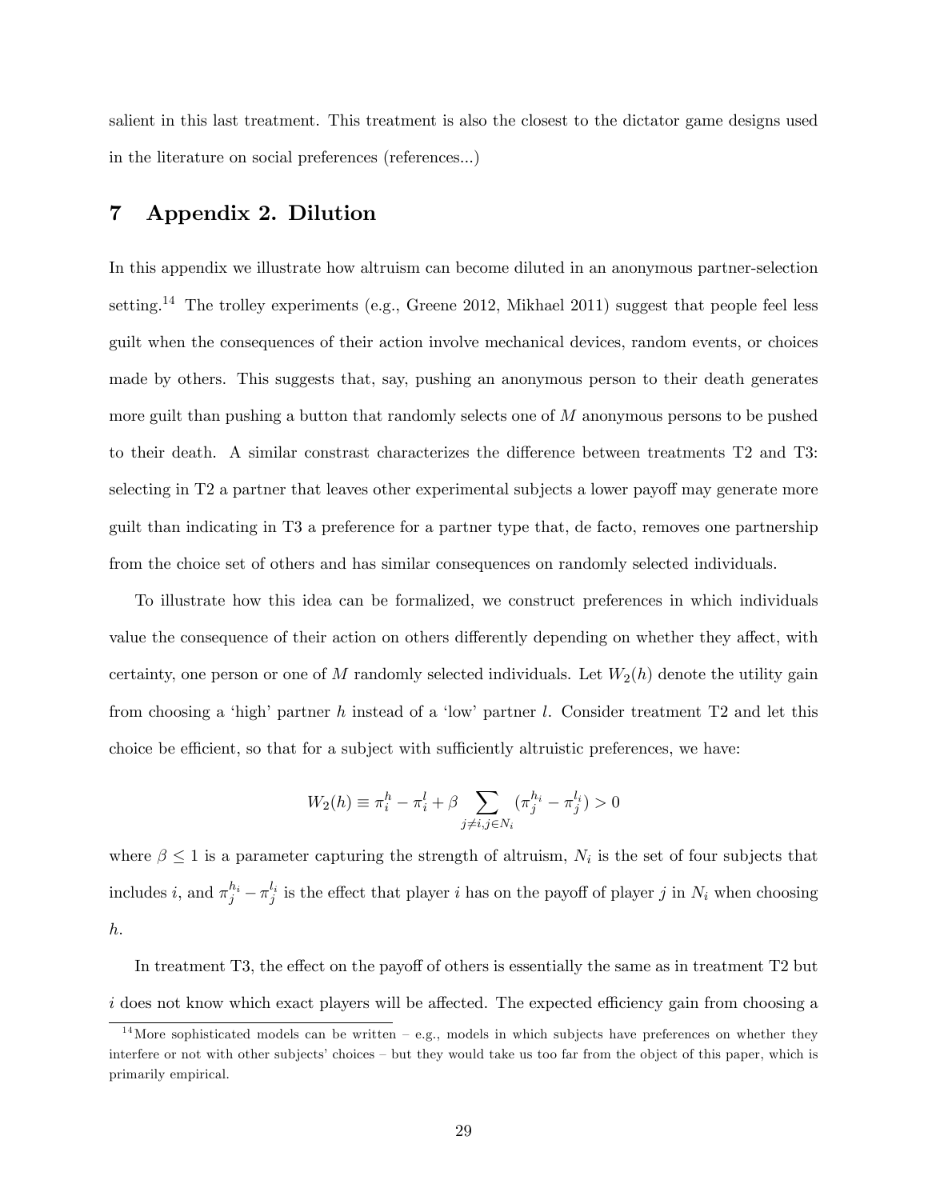salient in this last treatment. This treatment is also the closest to the dictator game designs used in the literature on social preferences (references...)

## 7 Appendix 2. Dilution

In this appendix we illustrate how altruism can become diluted in an anonymous partner-selection setting.[14] The trolley experiments (e.g., Greene 2012, Mikhael 2011) suggest that people feel less guilt when the consequences of their action involve mechanical devices, random events, or choices made by others. This suggests that, say, pushing an anonymous person to their death generates more guilt than pushing a button that randomly selects one of $M$ anonymous persons to be pushed to their death. A similar constrast characterizes the difference between treatments T2 and T3: selecting in T2 a partner that leaves other experimental subjects a lower payoff may generate more guilt than indicating in T3 a preference for a partner type that, de facto, removes one partnership from the choice set of others and has similar consequences on randomly selected individuals.

To illustrate how this idea can be formalized, we construct preferences in which individuals value the consequence of their action on others differently depending on whether they affect, with certainty, one person or one of $M$ randomly selected individuals. Let $W_2(h)$ denote the utility gain from choosing a 'high' partner $h$ instead of a 'low' partner $l$. Consider treatment T2 and let this choice be efficient, so that for a subject with sufficiently altruistic preferences, we have:

$$W_2(h) \equiv \pi_i^h - \pi_i^l + \beta \sum_{j \neq i, j \in N_i} (\pi_j^{h_i} - \pi_j^{l_i}) > 0$$

where $\beta \leq 1$ is a parameter capturing the strength of altruism, $N_i$ is the set of four subjects that includes $i$, and $\pi_j^{h_i} - \pi_j^{l_i}$ is the effect that player $i$ has on the payoff of player $j$ in $N_i$ when choosing $h$.

In treatment T3, the effect on the payoff of others is essentially the same as in treatment T2 but $i$ does not know which exact players will be affected. The expected efficiency gain from choosing a

[14] More sophisticated models can be written – e.g., models in which subjects have preferences on whether they interfere or not with other subjects' choices – but they would take us too far from the object of this paper, which is primarily empirical.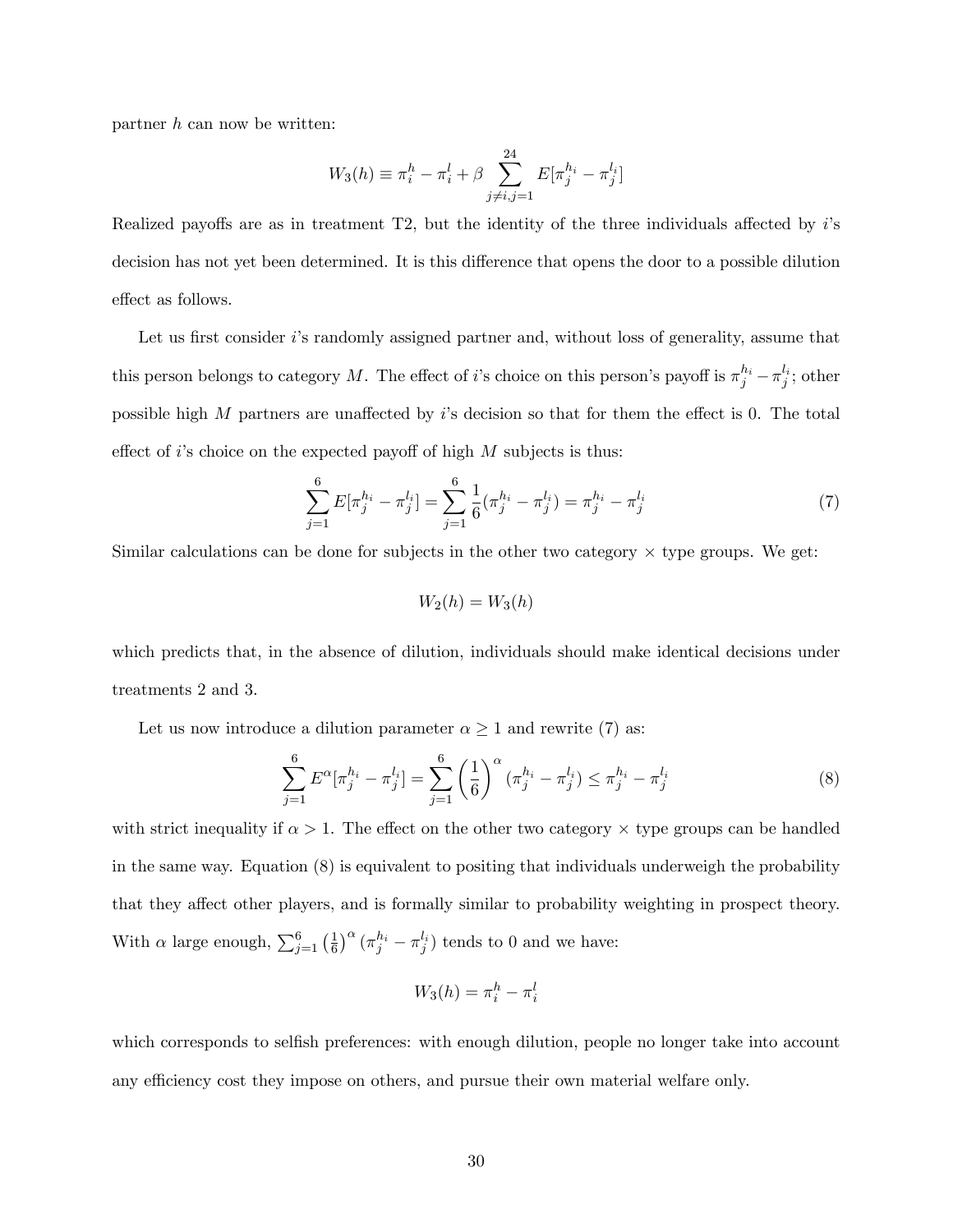partner $h$ can now be written:

$$W_3(h) \equiv \pi_i^h - \pi_i^l + \beta \sum_{j \neq i, j=1}^{24} E[\pi_j^{h_i} - \pi_j^{l_i}]$$

Realized payoffs are as in treatment T2, but the identity of the three individuals affected by $i$'s decision has not yet been determined. It is this difference that opens the door to a possible dilution effect as follows.

Let us first consider $i$'s randomly assigned partner and, without loss of generality, assume that this person belongs to category $M$. The effect of $i$'s choice on this person's payoff is $\pi_j^{h_i} - \pi_j^{l_i}$; other possible high $M$ partners are unaffected by $i$'s decision so that for them the effect is 0. The total effect of $i$'s choice on the expected payoff of high $M$ subjects is thus:

$$\sum_{j=1}^{6} E[\pi_j^{h_i} - \pi_j^{l_i}] = \sum_{j=1}^{6} \frac{1}{6}(\pi_j^{h_i} - \pi_j^{l_i}) = \pi_j^{h_i} - \pi_j^{l_i} \tag{7}$$

Similar calculations can be done for subjects in the other two category × type groups. We get:

$$W_2(h) = W_3(h)$$

which predicts that, in the absence of dilution, individuals should make identical decisions under treatments 2 and 3.

Let us now introduce a dilution parameter $\alpha \geq 1$ and rewrite (7) as:

$$\sum_{j=1}^{6} E^{\alpha}[\pi_j^{h_i} - \pi_j^{l_i}] = \sum_{j=1}^{6} \left(\frac{1}{6}\right)^{\alpha} (\pi_j^{h_i} - \pi_j^{l_i}) \leq \pi_j^{h_i} - \pi_j^{l_i} \tag{8}$$

with strict inequality if $\alpha > 1$. The effect on the other two category × type groups can be handled in the same way. Equation (8) is equivalent to positing that individuals underweigh the probability that they affect other players, and is formally similar to probability weighting in prospect theory. With $\alpha$ large enough, $\sum_{j=1}^{6} \left(\frac{1}{6}\right)^{\alpha} (\pi_j^{h_i} - \pi_j^{l_i})$ tends to 0 and we have:

$$W_3(h) = \pi_i^h - \pi_i^l$$

which corresponds to selfish preferences: with enough dilution, people no longer take into account any efficiency cost they impose on others, and pursue their own material welfare only.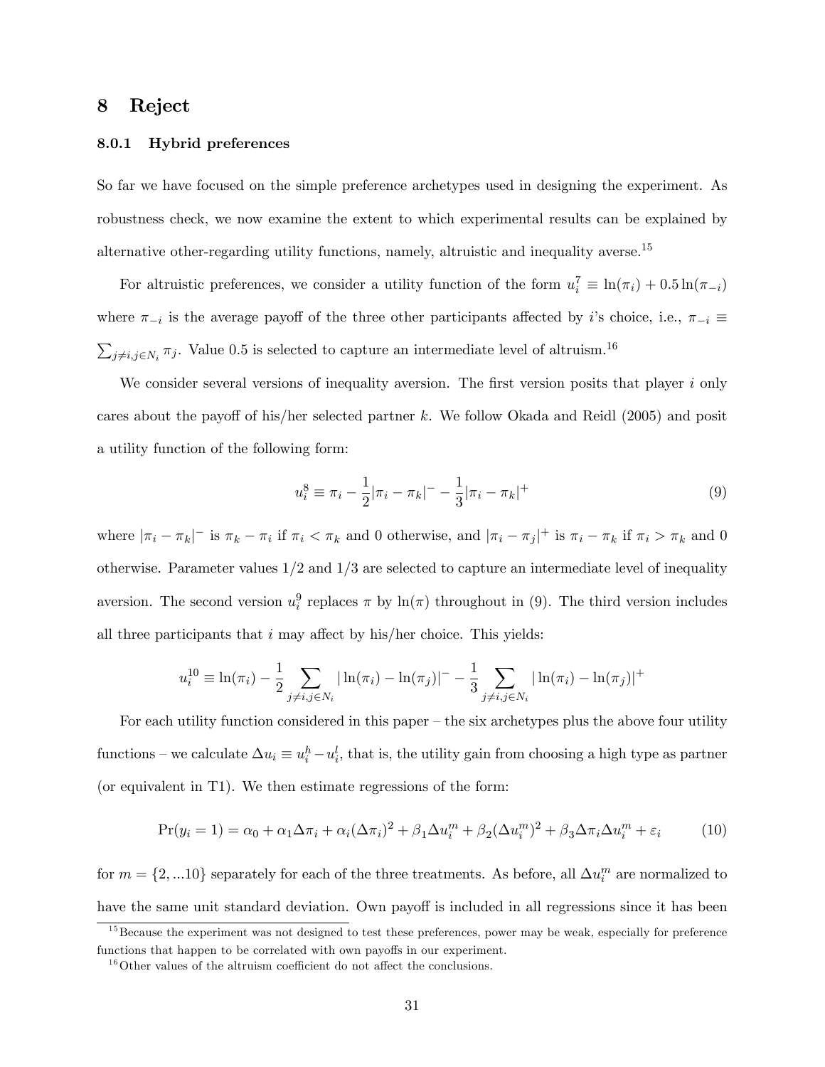# 8 Reject

### 8.0.1 Hybrid preferences

So far we have focused on the simple preference archetypes used in designing the experiment. As robustness check, we now examine the extent to which experimental results can be explained by alternative other-regarding utility functions, namely, altruistic and inequality averse.[15]

For altruistic preferences, we consider a utility function of the form $u_i^7 \equiv \ln(\pi_i) + 0.5\ln(\pi_{-i})$ where $\pi_{-i}$ is the average payoff of the three other participants affected by $i$'s choice, i.e., $\pi_{-i} \equiv \sum_{j \neq i, j \in N_i} \pi_j$. Value 0.5 is selected to capture an intermediate level of altruism.[16]

We consider several versions of inequality aversion. The first version posits that player $i$ only cares about the payoff of his/her selected partner $k$. We follow Okada and Reidl (2005) and posit a utility function of the following form:

$$u_i^8 \equiv \pi_i - \frac{1}{2}|\pi_i - \pi_k|^- - \frac{1}{3}|\pi_i - \pi_k|^+ \tag{9}$$

where $|\pi_i - \pi_k|^-$ is $\pi_k - \pi_i$ if $\pi_i < \pi_k$ and 0 otherwise, and $|\pi_i - \pi_j|^+$ is $\pi_i - \pi_k$ if $\pi_i > \pi_k$ and 0 otherwise. Parameter values 1/2 and 1/3 are selected to capture an intermediate level of inequality aversion. The second version $u_i^9$ replaces $\pi$ by $\ln(\pi)$ throughout in (9). The third version includes all three participants that $i$ may affect by his/her choice. This yields:

$$u_i^{10} \equiv \ln(\pi_i) - \frac{1}{2}\sum_{j \neq i, j \in N_i} |\ln(\pi_i) - \ln(\pi_j)|^- - \frac{1}{3}\sum_{j \neq i, j \in N_i} |\ln(\pi_i) - \ln(\pi_j)|^+$$

For each utility function considered in this paper – the six archetypes plus the above four utility functions – we calculate $\Delta u_i \equiv u_i^h - u_i^l$, that is, the utility gain from choosing a high type as partner (or equivalent in T1). We then estimate regressions of the form:

$$\Pr(y_i = 1) = \alpha_0 + \alpha_1 \Delta\pi_i + \alpha_i(\Delta\pi_i)^2 + \beta_1 \Delta u_i^m + \beta_2(\Delta u_i^m)^2 + \beta_3 \Delta\pi_i \Delta u_i^m + \varepsilon_i \tag{10}$$

for $m = \{2, ...10\}$ separately for each of the three treatments. As before, all $\Delta u_i^m$ are normalized to have the same unit standard deviation. Own payoff is included in all regressions since it has been

[15] Because the experiment was not designed to test these preferences, power may be weak, especially for preference functions that happen to be correlated with own payoffs in our experiment.

[16] Other values of the altruism coefficient do not affect the conclusions.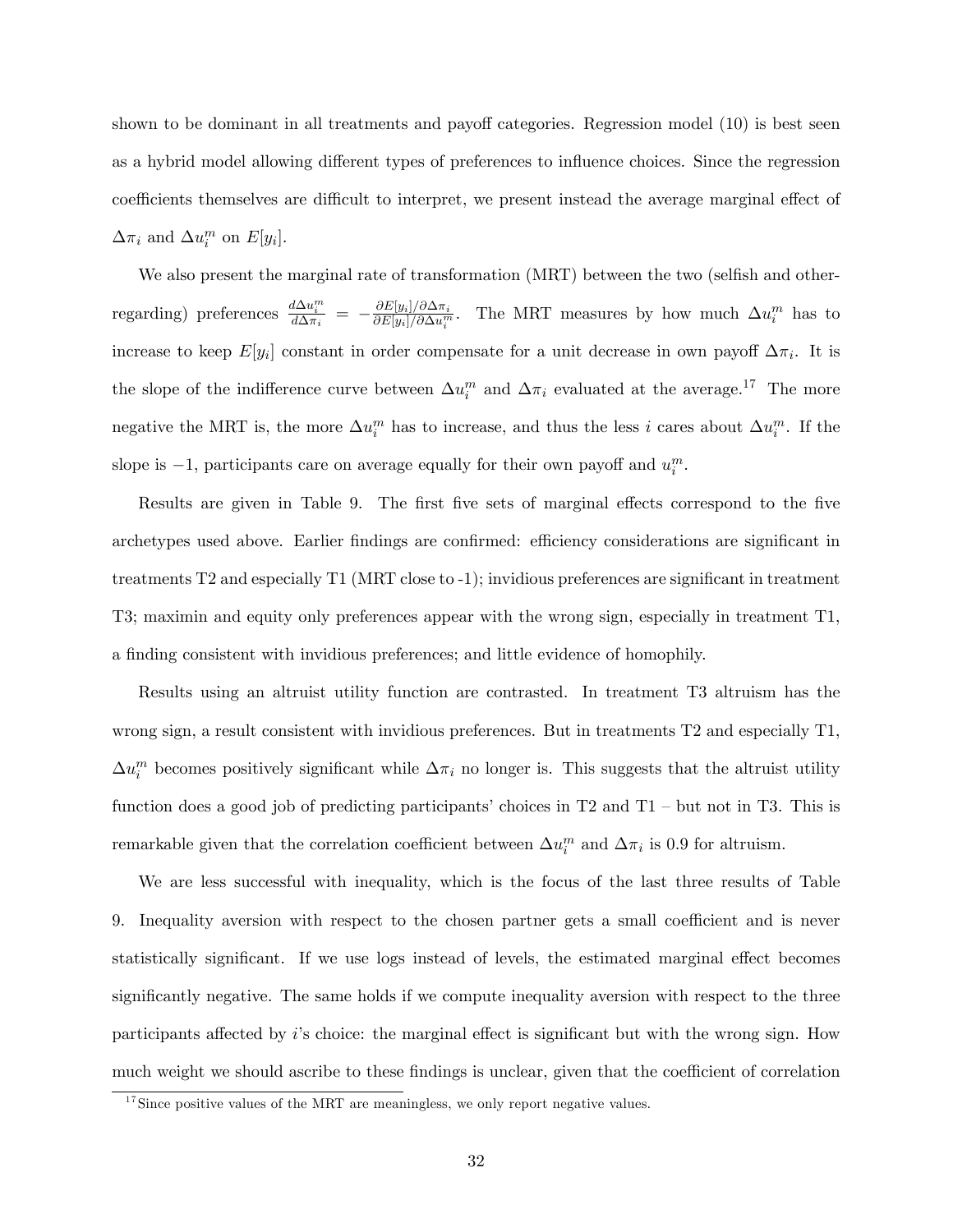shown to be dominant in all treatments and payoff categories. Regression model (10) is best seen as a hybrid model allowing different types of preferences to influence choices. Since the regression coefficients themselves are difficult to interpret, we present instead the average marginal effect of $\Delta\pi_i$ and $\Delta u_i^m$ on $E[y_i]$.

We also present the marginal rate of transformation (MRT) between the two (selfish and other-regarding) preferences $\frac{d\Delta u_i^m}{d\Delta\pi_i} = -\frac{\partial E[y_i]/\partial\Delta\pi_i}{\partial E[y_i]/\partial\Delta u_i^m}$. The MRT measures by how much $\Delta u_i^m$ has to increase to keep $E[y_i]$ constant in order compensate for a unit decrease in own payoff $\Delta\pi_i$. It is the slope of the indifference curve between $\Delta u_i^m$ and $\Delta\pi_i$ evaluated at the average.[17] The more negative the MRT is, the more $\Delta u_i^m$ has to increase, and thus the less $i$ cares about $\Delta u_i^m$. If the slope is $-1$, participants care on average equally for their own payoff and $u_i^m$.

Results are given in Table 9. The first five sets of marginal effects correspond to the five archetypes used above. Earlier findings are confirmed: efficiency considerations are significant in treatments T2 and especially T1 (MRT close to -1); invidious preferences are significant in treatment T3; maximin and equity only preferences appear with the wrong sign, especially in treatment T1, a finding consistent with invidious preferences; and little evidence of homophily.

Results using an altruist utility function are contrasted. In treatment T3 altruism has the wrong sign, a result consistent with invidious preferences. But in treatments T2 and especially T1, $\Delta u_i^m$ becomes positively significant while $\Delta\pi_i$ no longer is. This suggests that the altruist utility function does a good job of predicting participants' choices in T2 and T1 – but not in T3. This is remarkable given that the correlation coefficient between $\Delta u_i^m$ and $\Delta\pi_i$ is 0.9 for altruism.

We are less successful with inequality, which is the focus of the last three results of Table 9. Inequality aversion with respect to the chosen partner gets a small coefficient and is never statistically significant. If we use logs instead of levels, the estimated marginal effect becomes significantly negative. The same holds if we compute inequality aversion with respect to the three participants affected by $i$'s choice: the marginal effect is significant but with the wrong sign. How much weight we should ascribe to these findings is unclear, given that the coefficient of correlation

[17] Since positive values of the MRT are meaningless, we only report negative values.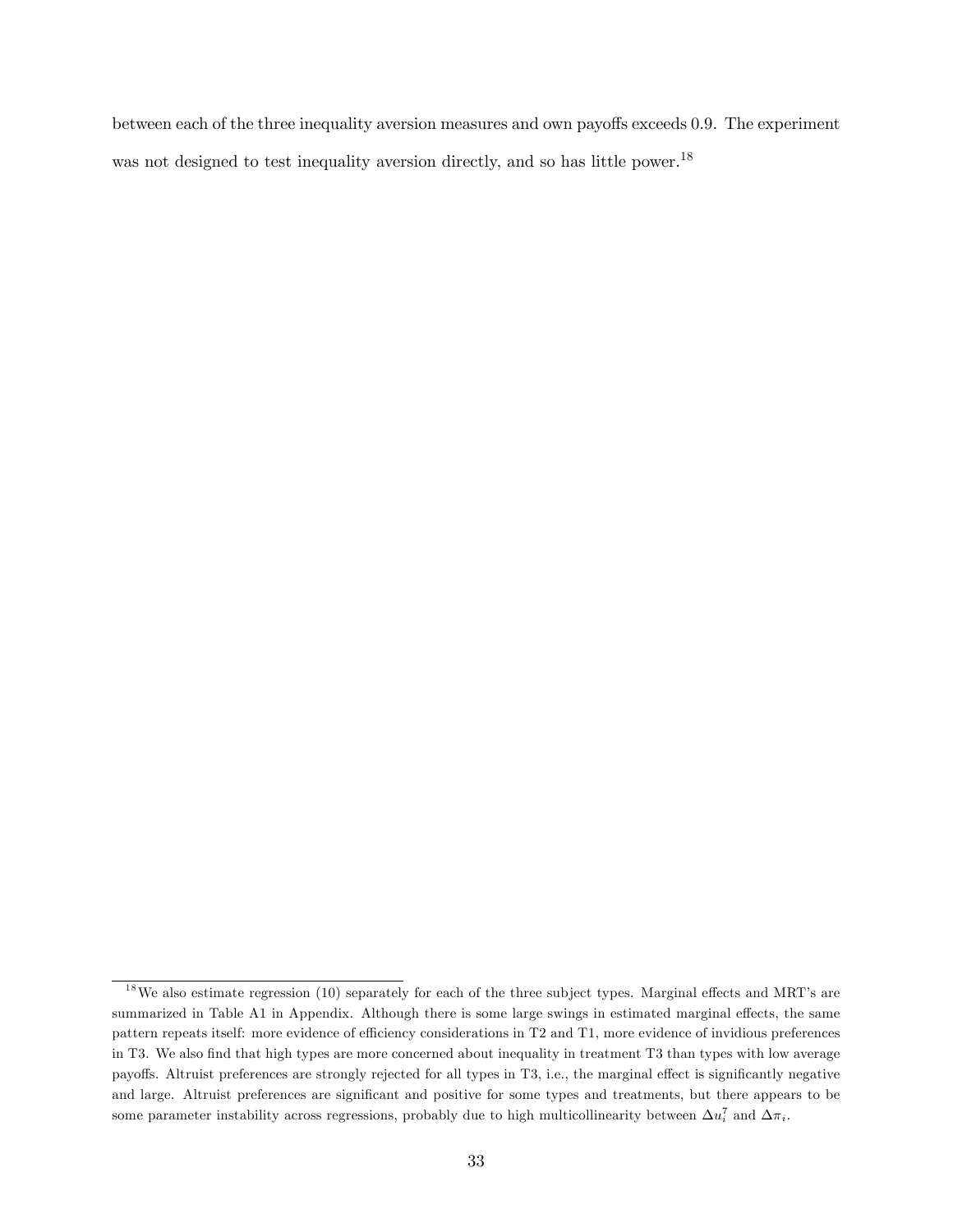between each of the three inequality aversion measures and own payoffs exceeds 0.9. The experiment was not designed to test inequality aversion directly, and so has little power.[18]

[18] We also estimate regression (10) separately for each of the three subject types. Marginal effects and MRT's are summarized in Table A1 in Appendix. Although there is some large swings in estimated marginal effects, the same pattern repeats itself: more evidence of efficiency considerations in T2 and T1, more evidence of invidious preferences in T3. We also find that high types are more concerned about inequality in treatment T3 than types with low average payoffs. Altruist preferences are strongly rejected for all types in T3, i.e., the marginal effect is significantly negative and large. Altruist preferences are significant and positive for some types and treatments, but there appears to be some parameter instability across regressions, probably due to high multicollinearity between $\Delta u_i^7$ and $\Delta \pi_i$.